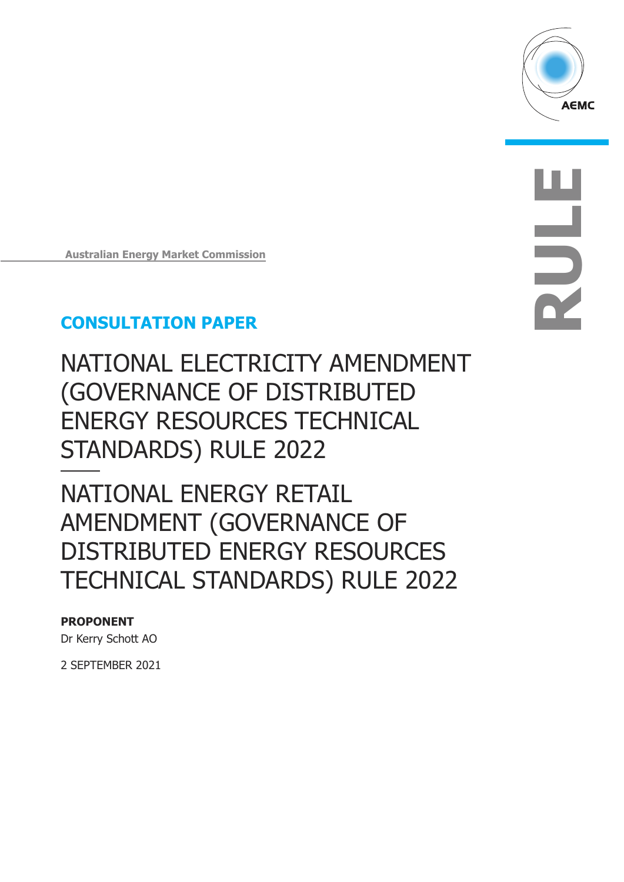AEMC

RULE

Australian Energy Market Commission

## CONSULTATION PAPER

# NATIONAL ELECTRICITY AMENDMENT (GOVERNANCE OF DISTRIBUTED ENERGY RESOURCES TECHNICAL STANDARDS) RULE 2022

# NATIONAL ENERGY RETAIL AMENDMENT (GOVERNANCE OF DISTRIBUTED ENERGY RESOURCES TECHNICAL STANDARDS) RULE 2022

**PROPONENT**

Dr Kerry Schott AO

2 SEPTEMBER 2021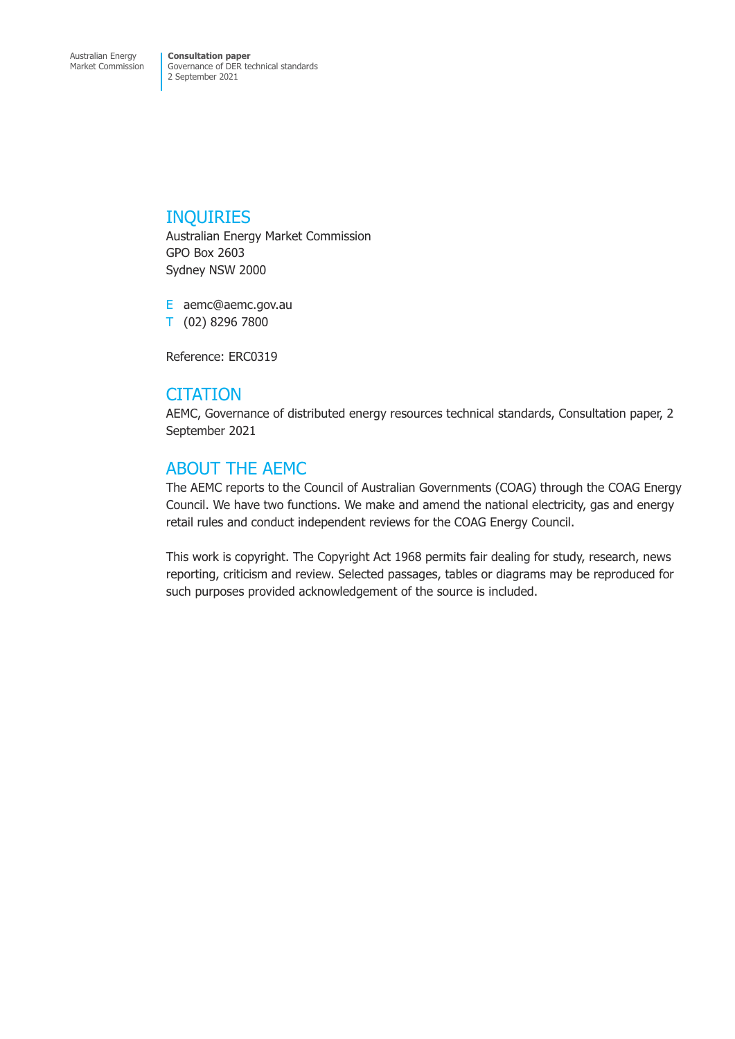## INQUIRIES

Australian Energy Market Commission
GPO Box 2603
Sydney NSW 2000

E aemc@aemc.gov.au
T (02) 8296 7800

Reference: ERC0319

## CITATION

AEMC, Governance of distributed energy resources technical standards, Consultation paper, 2 September 2021

## ABOUT THE AEMC

The AEMC reports to the Council of Australian Governments (COAG) through the COAG Energy Council. We have two functions. We make and amend the national electricity, gas and energy retail rules and conduct independent reviews for the COAG Energy Council.

This work is copyright. The Copyright Act 1968 permits fair dealing for study, research, news reporting, criticism and review. Selected passages, tables or diagrams may be reproduced for such purposes provided acknowledgement of the source is included.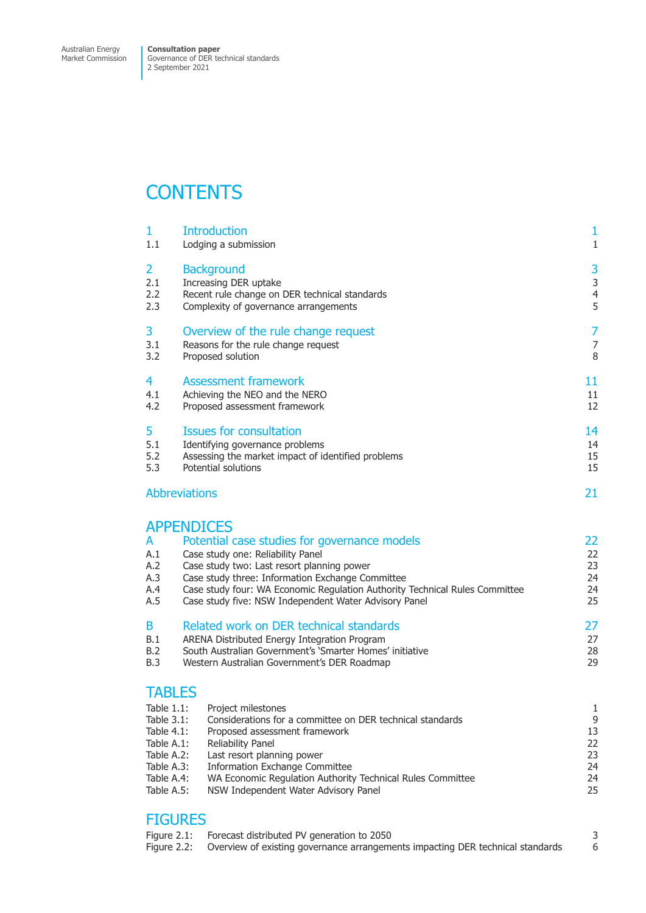# CONTENTS

| | | |
|---|---|---|
| 1 | Introduction | 1 |
| 1.1 | Lodging a submission | 1 |
| 2 | Background | 3 |
| 2.1 | Increasing DER uptake | 3 |
| 2.2 | Recent rule change on DER technical standards | 4 |
| 2.3 | Complexity of governance arrangements | 5 |
| 3 | Overview of the rule change request | 7 |
| 3.1 | Reasons for the rule change request | 7 |
| 3.2 | Proposed solution | 8 |
| 4 | Assessment framework | 11 |
| 4.1 | Achieving the NEO and the NERO | 11 |
| 4.2 | Proposed assessment framework | 12 |
| 5 | Issues for consultation | 14 |
| 5.1 | Identifying governance problems | 14 |
| 5.2 | Assessing the market impact of identified problems | 15 |
| 5.3 | Potential solutions | 15 |
| | Abbreviations | 21 |

## APPENDICES

| | | |
|---|---|---|
| A | Potential case studies for governance models | 22 |
| A.1 | Case study one: Reliability Panel | 22 |
| A.2 | Case study two: Last resort planning power | 23 |
| A.3 | Case study three: Information Exchange Committee | 24 |
| A.4 | Case study four: WA Economic Regulation Authority Technical Rules Committee | 24 |
| A.5 | Case study five: NSW Independent Water Advisory Panel | 25 |
| B | Related work on DER technical standards | 27 |
| B.1 | ARENA Distributed Energy Integration Program | 27 |
| B.2 | South Australian Government's 'Smarter Homes' initiative | 28 |
| B.3 | Western Australian Government's DER Roadmap | 29 |

## TABLES

| | | |
|---|---|---|
| Table 1.1: | Project milestones | 1 |
| Table 3.1: | Considerations for a committee on DER technical standards | 9 |
| Table 4.1: | Proposed assessment framework | 13 |
| Table A.1: | Reliability Panel | 22 |
| Table A.2: | Last resort planning power | 23 |
| Table A.3: | Information Exchange Committee | 24 |
| Table A.4: | WA Economic Regulation Authority Technical Rules Committee | 24 |
| Table A.5: | NSW Independent Water Advisory Panel | 25 |

## FIGURES

| | | |
|---|---|---|
| Figure 2.1: | Forecast distributed PV generation to 2050 | 3 |
| Figure 2.2: | Overview of existing governance arrangements impacting DER technical standards | 6 |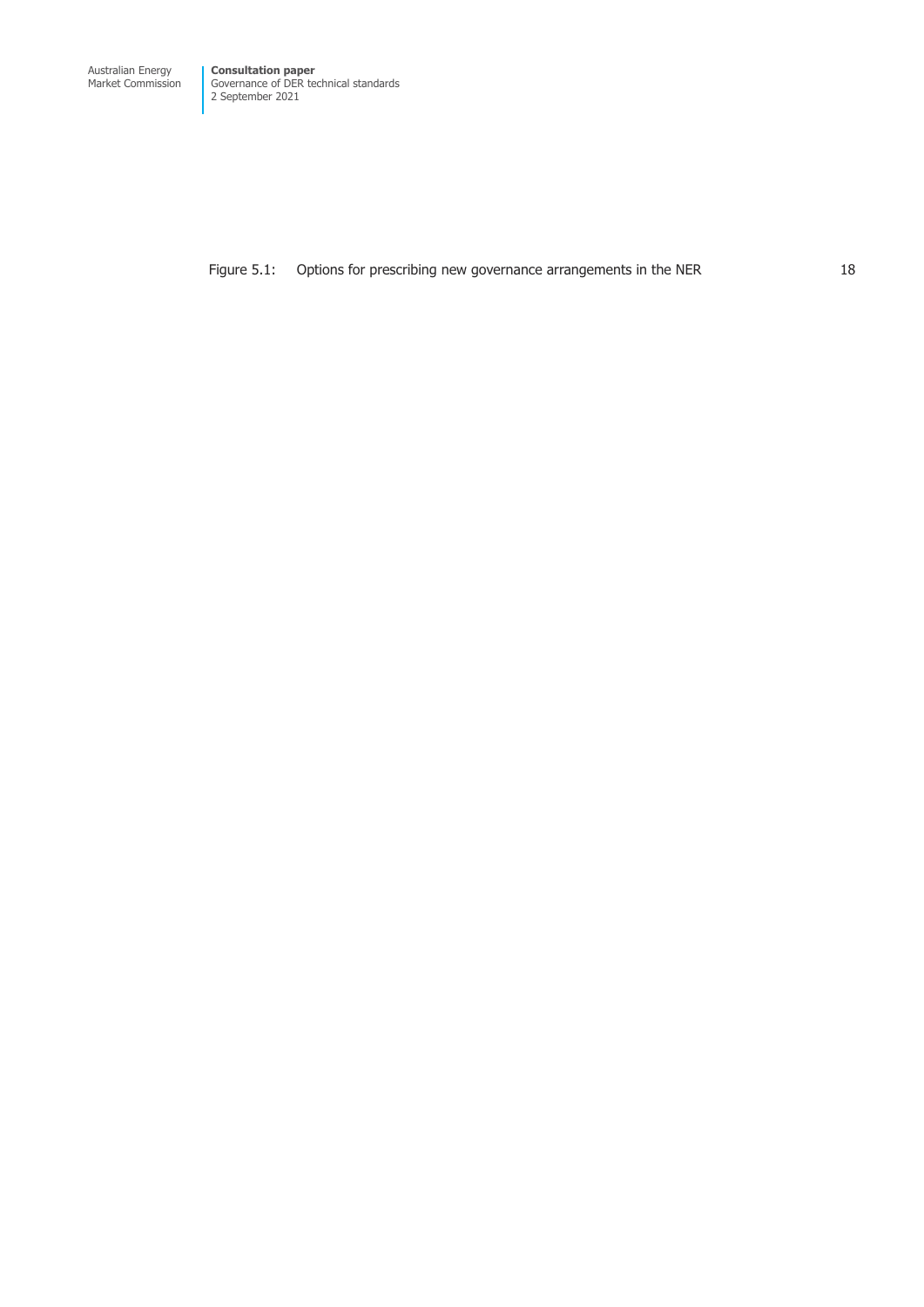Figure 5.1: Options for prescribing new governance arrangements in the NER 18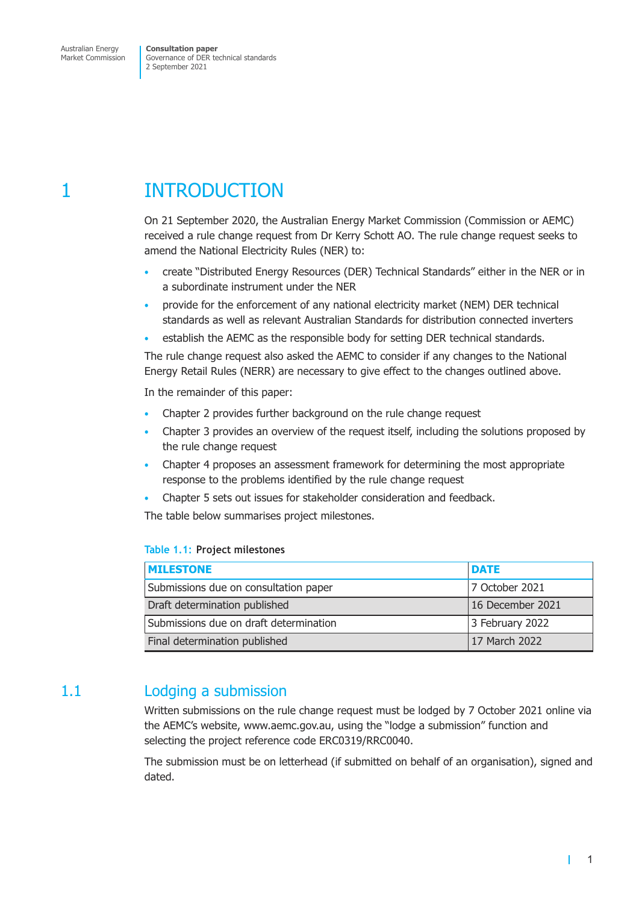# 1 INTRODUCTION

On 21 September 2020, the Australian Energy Market Commission (Commission or AEMC) received a rule change request from Dr Kerry Schott AO. The rule change request seeks to amend the National Electricity Rules (NER) to:

- create "Distributed Energy Resources (DER) Technical Standards" either in the NER or in a subordinate instrument under the NER
- provide for the enforcement of any national electricity market (NEM) DER technical standards as well as relevant Australian Standards for distribution connected inverters
- establish the AEMC as the responsible body for setting DER technical standards.

The rule change request also asked the AEMC to consider if any changes to the National Energy Retail Rules (NERR) are necessary to give effect to the changes outlined above.

In the remainder of this paper:

- Chapter 2 provides further background on the rule change request
- Chapter 3 provides an overview of the request itself, including the solutions proposed by the rule change request
- Chapter 4 proposes an assessment framework for determining the most appropriate response to the problems identified by the rule change request
- Chapter 5 sets out issues for stakeholder consideration and feedback.

The table below summarises project milestones.

Table 1.1: **Project milestones**

| MILESTONE | DATE |
|---|---|
| Submissions due on consultation paper | 7 October 2021 |
| Draft determination published | 16 December 2021 |
| Submissions due on draft determination | 3 February 2022 |
| Final determination published | 17 March 2022 |

## 1.1 Lodging a submission

Written submissions on the rule change request must be lodged by 7 October 2021 online via the AEMC's website, www.aemc.gov.au, using the "lodge a submission" function and selecting the project reference code ERC0319/RRC0040.

The submission must be on letterhead (if submitted on behalf of an organisation), signed and dated.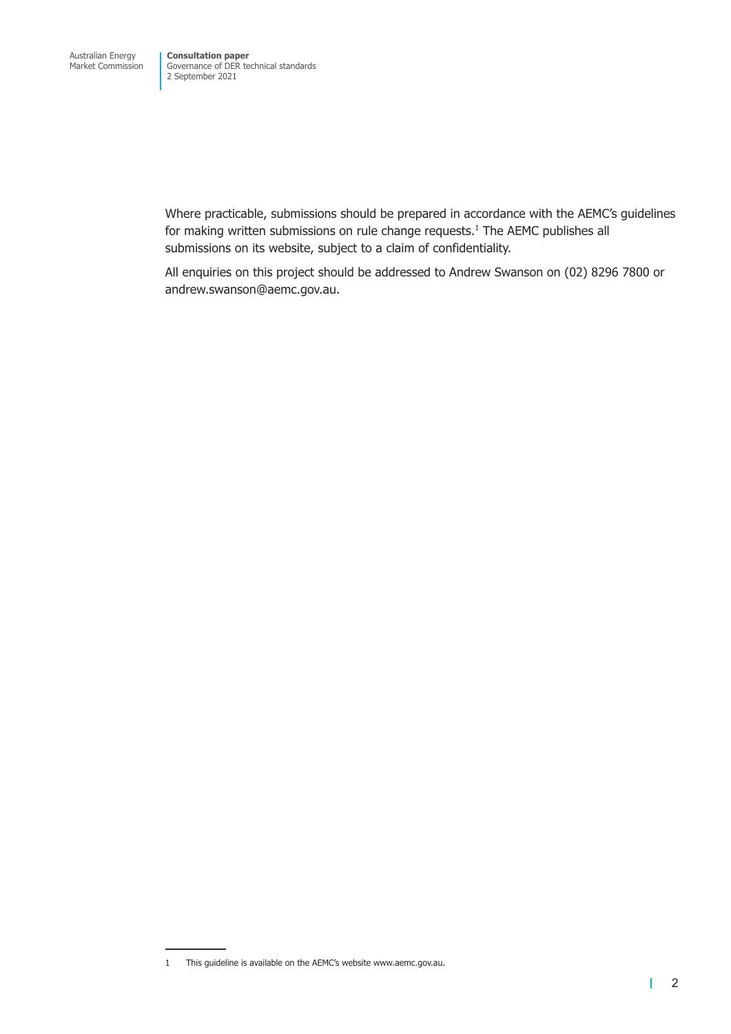Where practicable, submissions should be prepared in accordance with the AEMC's guidelines for making written submissions on rule change requests.[1] The AEMC publishes all submissions on its website, subject to a claim of confidentiality.

All enquiries on this project should be addressed to Andrew Swanson on (02) 8296 7800 or andrew.swanson@aemc.gov.au.

1 This guideline is available on the AEMC's website www.aemc.gov.au.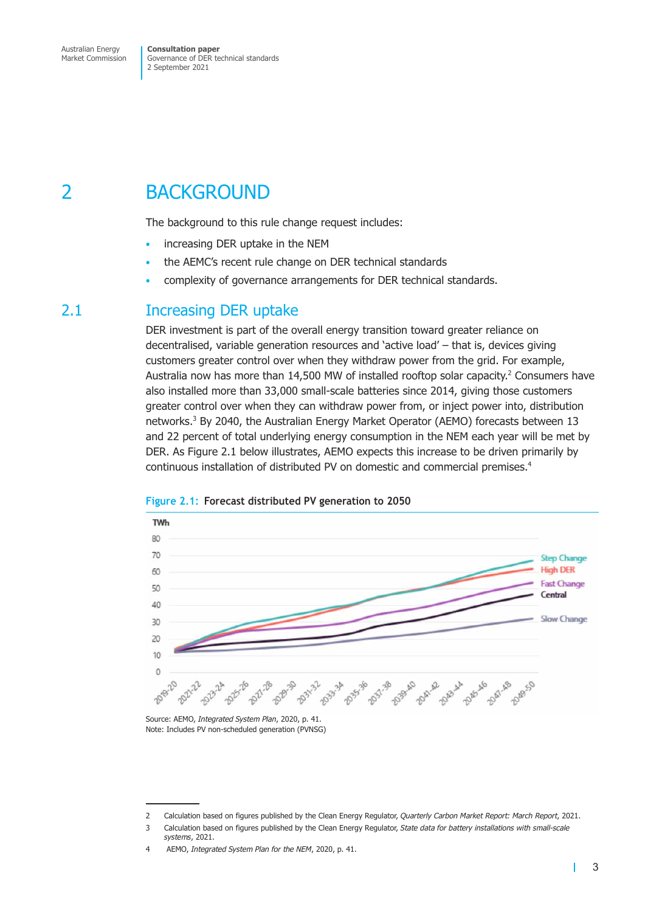# 2 BACKGROUND

The background to this rule change request includes:

- increasing DER uptake in the NEM
- the AEMC's recent rule change on DER technical standards
- complexity of governance arrangements for DER technical standards.

## 2.1 Increasing DER uptake

DER investment is part of the overall energy transition toward greater reliance on decentralised, variable generation resources and 'active load' – that is, devices giving customers greater control over when they withdraw power from the grid. For example, Australia now has more than 14,500 MW of installed rooftop solar capacity.[2] Consumers have also installed more than 33,000 small-scale batteries since 2014, giving those customers greater control over when they can withdraw power from, or inject power into, distribution networks.[3] By 2040, the Australian Energy Market Operator (AEMO) forecasts between 13 and 22 percent of total underlying energy consumption in the NEM each year will be met by DER. As Figure 2.1 below illustrates, AEMO expects this increase to be driven primarily by continuous installation of distributed PV on domestic and commercial premises.[4]

**Figure 2.1: Forecast distributed PV generation to 2050**

Source: AEMO, *Integrated System Plan*, 2020, p. 41.
Note: Includes PV non-scheduled generation (PVNSG)

---

2 Calculation based on figures published by the Clean Energy Regulator, *Quarterly Carbon Market Report: March Report*, 2021.

3 Calculation based on figures published by the Clean Energy Regulator, *State data for battery installations with small-scale systems*, 2021.

4 AEMO, *Integrated System Plan for the NEM*, 2020, p. 41.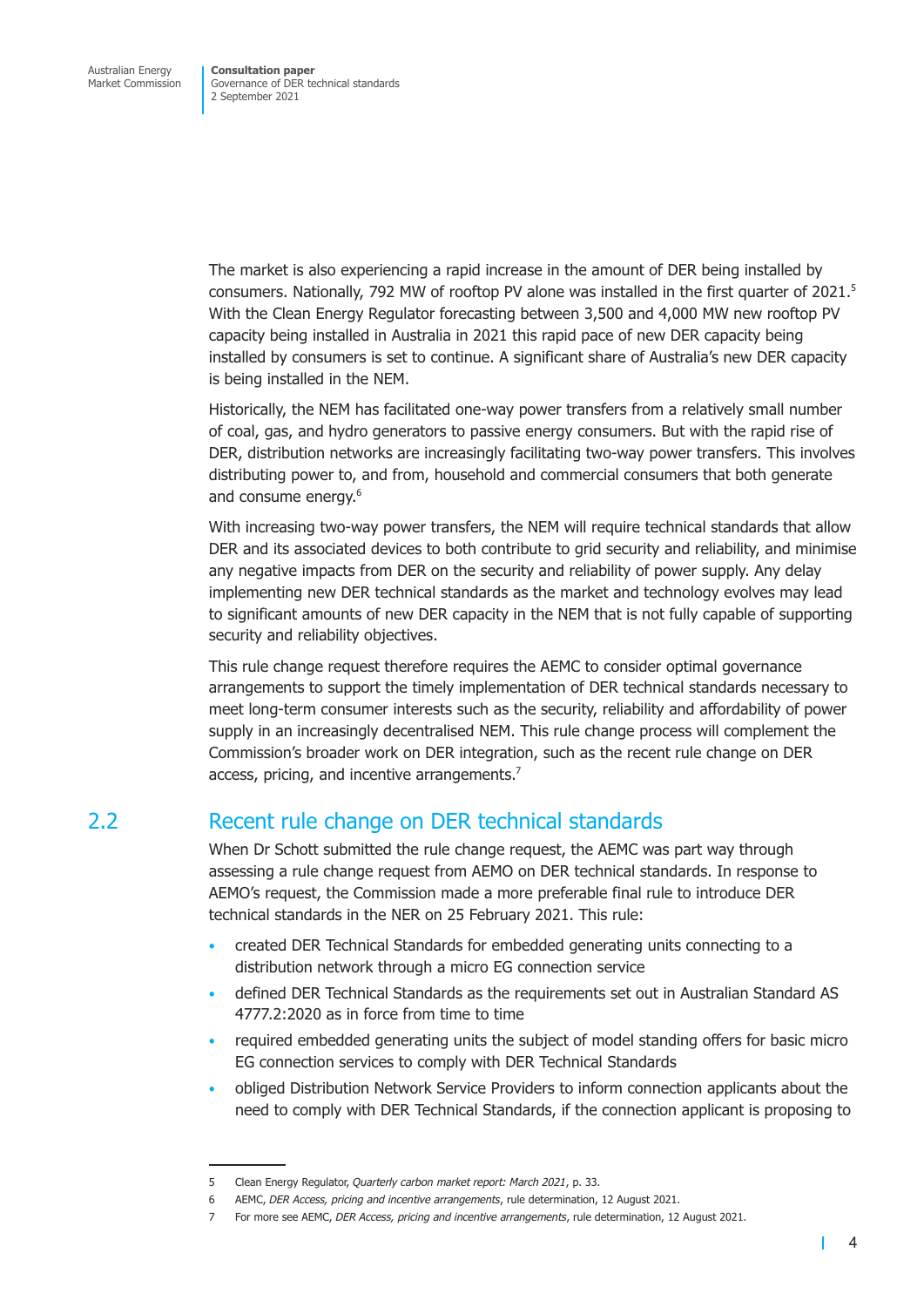The market is also experiencing a rapid increase in the amount of DER being installed by consumers. Nationally, 792 MW of rooftop PV alone was installed in the first quarter of 2021.[5] With the Clean Energy Regulator forecasting between 3,500 and 4,000 MW new rooftop PV capacity being installed in Australia in 2021 this rapid pace of new DER capacity being installed by consumers is set to continue. A significant share of Australia's new DER capacity is being installed in the NEM.

Historically, the NEM has facilitated one-way power transfers from a relatively small number of coal, gas, and hydro generators to passive energy consumers. But with the rapid rise of DER, distribution networks are increasingly facilitating two-way power transfers. This involves distributing power to, and from, household and commercial consumers that both generate and consume energy.[6]

With increasing two-way power transfers, the NEM will require technical standards that allow DER and its associated devices to both contribute to grid security and reliability, and minimise any negative impacts from DER on the security and reliability of power supply. Any delay implementing new DER technical standards as the market and technology evolves may lead to significant amounts of new DER capacity in the NEM that is not fully capable of supporting security and reliability objectives.

This rule change request therefore requires the AEMC to consider optimal governance arrangements to support the timely implementation of DER technical standards necessary to meet long-term consumer interests such as the security, reliability and affordability of power supply in an increasingly decentralised NEM. This rule change process will complement the Commission's broader work on DER integration, such as the recent rule change on DER access, pricing, and incentive arrangements.[7]

## 2.2 Recent rule change on DER technical standards

When Dr Schott submitted the rule change request, the AEMC was part way through assessing a rule change request from AEMO on DER technical standards. In response to AEMO's request, the Commission made a more preferable final rule to introduce DER technical standards in the NER on 25 February 2021. This rule:

- created DER Technical Standards for embedded generating units connecting to a distribution network through a micro EG connection service
- defined DER Technical Standards as the requirements set out in Australian Standard AS 4777.2:2020 as in force from time to time
- required embedded generating units the subject of model standing offers for basic micro EG connection services to comply with DER Technical Standards
- obliged Distribution Network Service Providers to inform connection applicants about the need to comply with DER Technical Standards, if the connection applicant is proposing to

---

5 Clean Energy Regulator, *Quarterly carbon market report: March 2021*, p. 33.

6 AEMC, *DER Access, pricing and incentive arrangements*, rule determination, 12 August 2021.

7 For more see AEMC, *DER Access, pricing and incentive arrangements*, rule determination, 12 August 2021.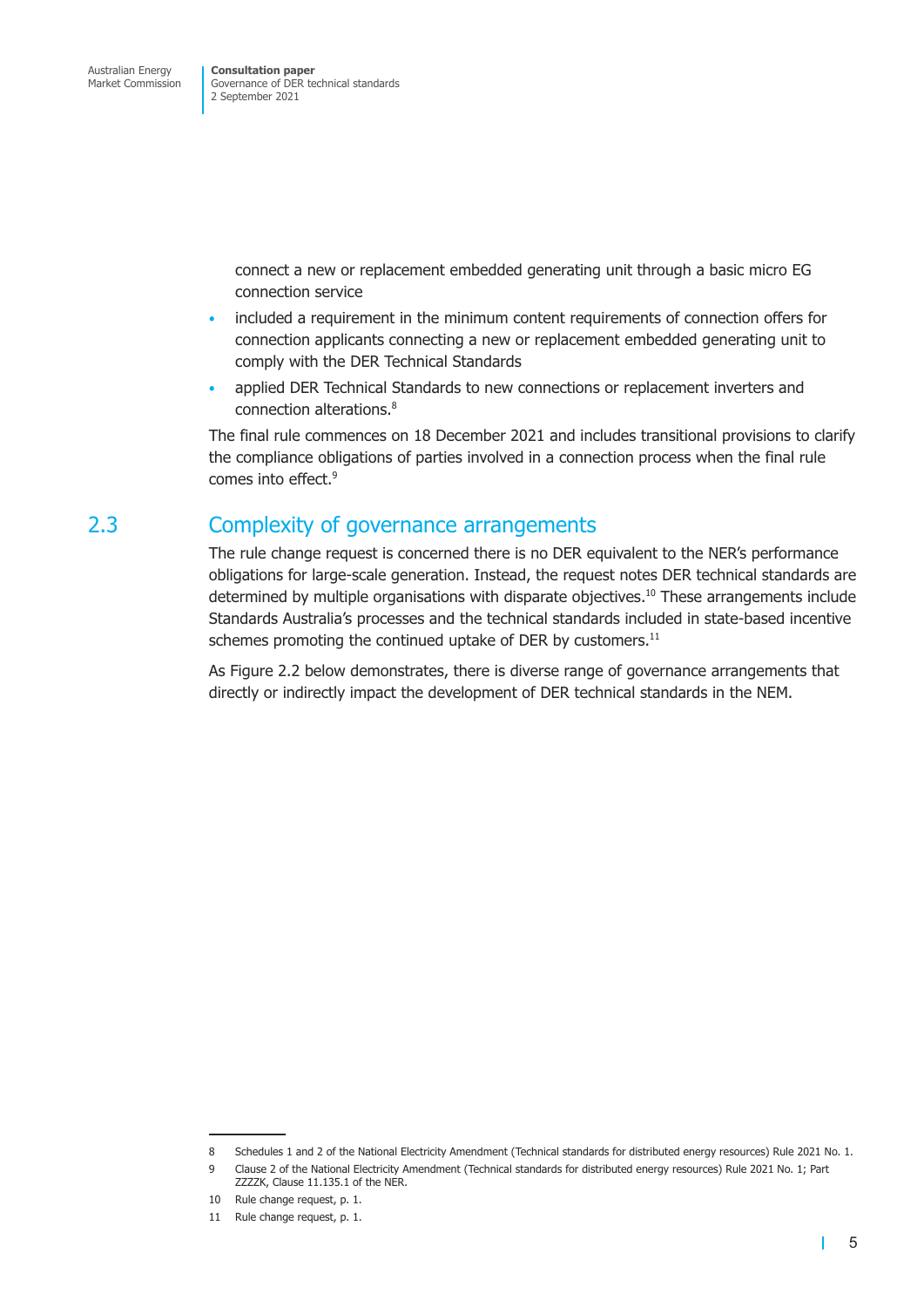connect a new or replacement embedded generating unit through a basic micro EG connection service

- included a requirement in the minimum content requirements of connection offers for connection applicants connecting a new or replacement embedded generating unit to comply with the DER Technical Standards
- applied DER Technical Standards to new connections or replacement inverters and connection alterations.[8]

The final rule commences on 18 December 2021 and includes transitional provisions to clarify the compliance obligations of parties involved in a connection process when the final rule comes into effect.[9]

## 2.3 Complexity of governance arrangements

The rule change request is concerned there is no DER equivalent to the NER's performance obligations for large-scale generation. Instead, the request notes DER technical standards are determined by multiple organisations with disparate objectives.[10] These arrangements include Standards Australia's processes and the technical standards included in state-based incentive schemes promoting the continued uptake of DER by customers.[11]

As Figure 2.2 below demonstrates, there is diverse range of governance arrangements that directly or indirectly impact the development of DER technical standards in the NEM.

---

8 Schedules 1 and 2 of the National Electricity Amendment (Technical standards for distributed energy resources) Rule 2021 No. 1.

9 Clause 2 of the National Electricity Amendment (Technical standards for distributed energy resources) Rule 2021 No. 1; Part ZZZZK, Clause 11.135.1 of the NER.

10 Rule change request, p. 1.

11 Rule change request, p. 1.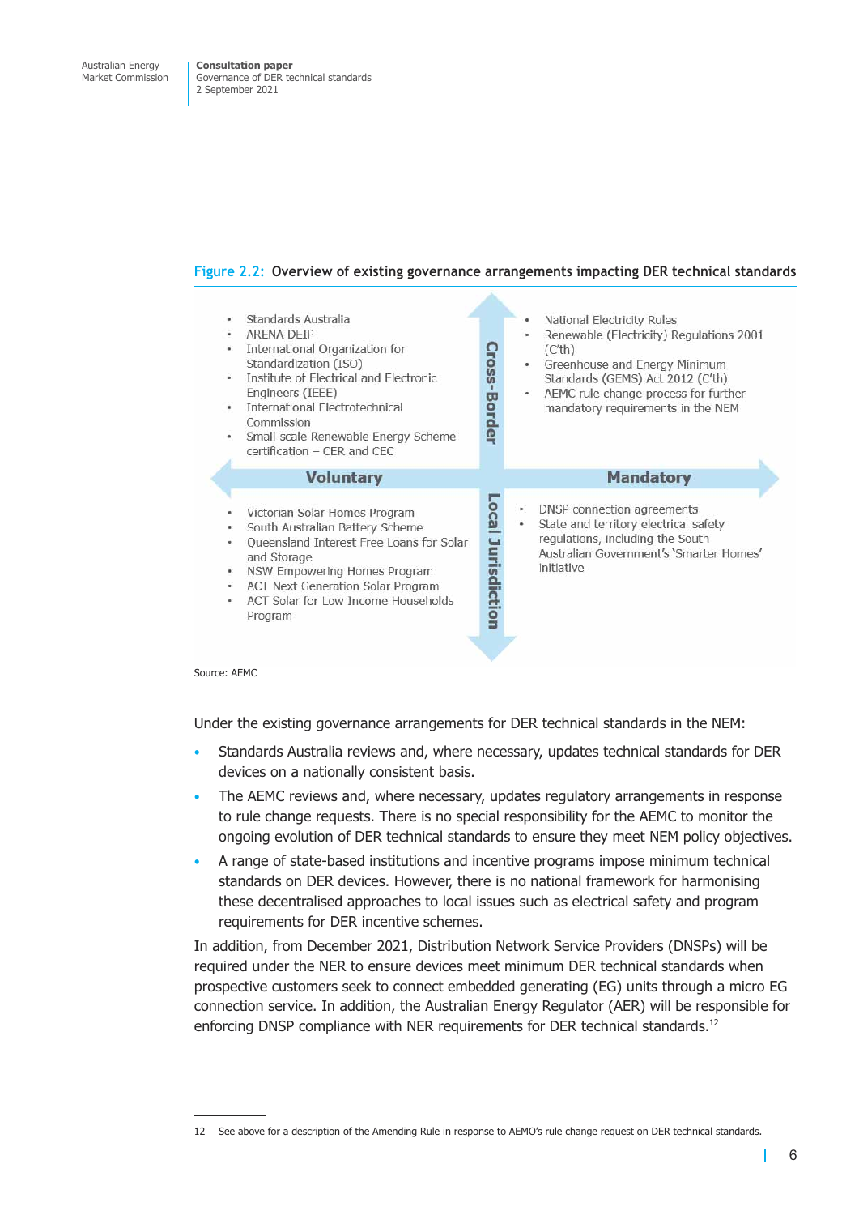**Figure 2.2: Overview of existing governance arrangements impacting DER technical standards**

| | Voluntary | Mandatory |
|---|---|---|
| **Cross-Border** | • Standards Australia<br>• ARENA DEIP<br>• International Organization for Standardization (ISO)<br>• Institute of Electrical and Electronic Engineers (IEEE)<br>• International Electrotechnical Commission<br>• Small-scale Renewable Energy Scheme certification – CER and CEC | • National Electricity Rules<br>• Renewable (Electricity) Regulations 2001 (C'th)<br>• Greenhouse and Energy Minimum Standards (GEMS) Act 2012 (C'th)<br>• AEMC rule change process for further mandatory requirements in the NEM |
| **Local Jurisdiction** | • Victorian Solar Homes Program<br>• South Australian Battery Scheme<br>• Queensland Interest Free Loans for Solar and Storage<br>• NSW Empowering Homes Program<br>• ACT Next Generation Solar Program<br>• ACT Solar for Low Income Households Program | • DNSP connection agreements<br>• State and territory electrical safety regulations, including the South Australian Government's 'Smarter Homes' initiative |

Source: AEMC

Under the existing governance arrangements for DER technical standards in the NEM:

- Standards Australia reviews and, where necessary, updates technical standards for DER devices on a nationally consistent basis.
- The AEMC reviews and, where necessary, updates regulatory arrangements in response to rule change requests. There is no special responsibility for the AEMC to monitor the ongoing evolution of DER technical standards to ensure they meet NEM policy objectives.
- A range of state-based institutions and incentive programs impose minimum technical standards on DER devices. However, there is no national framework for harmonising these decentralised approaches to local issues such as electrical safety and program requirements for DER incentive schemes.

In addition, from December 2021, Distribution Network Service Providers (DNSPs) will be required under the NER to ensure devices meet minimum DER technical standards when prospective customers seek to connect embedded generating (EG) units through a micro EG connection service. In addition, the Australian Energy Regulator (AER) will be responsible for enforcing DNSP compliance with NER requirements for DER technical standards.[12]

12 See above for a description of the Amending Rule in response to AEMO's rule change request on DER technical standards.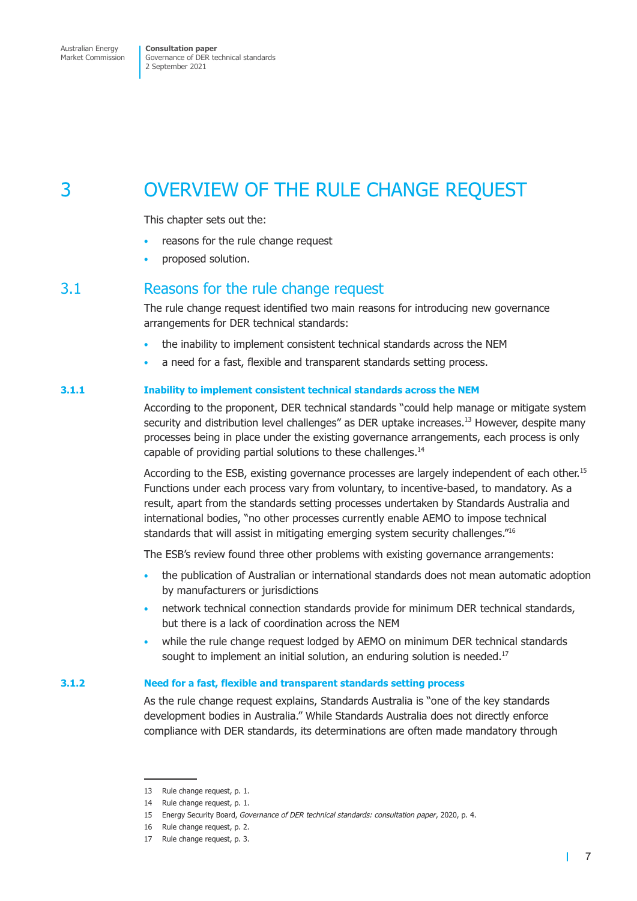# 3 OVERVIEW OF THE RULE CHANGE REQUEST

This chapter sets out the:

- reasons for the rule change request
- proposed solution.

## 3.1 Reasons for the rule change request

The rule change request identified two main reasons for introducing new governance arrangements for DER technical standards:

- the inability to implement consistent technical standards across the NEM
- a need for a fast, flexible and transparent standards setting process.

### 3.1.1 Inability to implement consistent technical standards across the NEM

According to the proponent, DER technical standards "could help manage or mitigate system security and distribution level challenges" as DER uptake increases.[13] However, despite many processes being in place under the existing governance arrangements, each process is only capable of providing partial solutions to these challenges.[14]

According to the ESB, existing governance processes are largely independent of each other.[15] Functions under each process vary from voluntary, to incentive-based, to mandatory. As a result, apart from the standards setting processes undertaken by Standards Australia and international bodies, "no other processes currently enable AEMO to impose technical standards that will assist in mitigating emerging system security challenges."[16]

The ESB's review found three other problems with existing governance arrangements:

- the publication of Australian or international standards does not mean automatic adoption by manufacturers or jurisdictions
- network technical connection standards provide for minimum DER technical standards, but there is a lack of coordination across the NEM
- while the rule change request lodged by AEMO on minimum DER technical standards sought to implement an initial solution, an enduring solution is needed.[17]

### 3.1.2 Need for a fast, flexible and transparent standards setting process

As the rule change request explains, Standards Australia is "one of the key standards development bodies in Australia." While Standards Australia does not directly enforce compliance with DER standards, its determinations are often made mandatory through

---

13 Rule change request, p. 1.

14 Rule change request, p. 1.

15 Energy Security Board, *Governance of DER technical standards: consultation paper*, 2020, p. 4.

16 Rule change request, p. 2.

17 Rule change request, p. 3.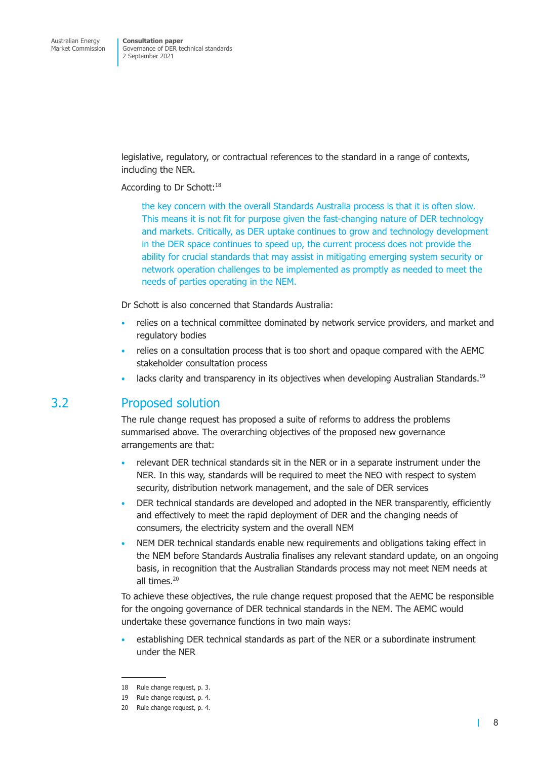legislative, regulatory, or contractual references to the standard in a range of contexts, including the NER.

According to Dr Schott:[18]

> the key concern with the overall Standards Australia process is that it is often slow. This means it is not fit for purpose given the fast-changing nature of DER technology and markets. Critically, as DER uptake continues to grow and technology development in the DER space continues to speed up, the current process does not provide the ability for crucial standards that may assist in mitigating emerging system security or network operation challenges to be implemented as promptly as needed to meet the needs of parties operating in the NEM.

Dr Schott is also concerned that Standards Australia:

- relies on a technical committee dominated by network service providers, and market and regulatory bodies
- relies on a consultation process that is too short and opaque compared with the AEMC stakeholder consultation process
- lacks clarity and transparency in its objectives when developing Australian Standards.[19]

## 3.2 Proposed solution

The rule change request has proposed a suite of reforms to address the problems summarised above. The overarching objectives of the proposed new governance arrangements are that:

- relevant DER technical standards sit in the NER or in a separate instrument under the NER. In this way, standards will be required to meet the NEO with respect to system security, distribution network management, and the sale of DER services
- DER technical standards are developed and adopted in the NER transparently, efficiently and effectively to meet the rapid deployment of DER and the changing needs of consumers, the electricity system and the overall NEM
- NEM DER technical standards enable new requirements and obligations taking effect in the NEM before Standards Australia finalises any relevant standard update, on an ongoing basis, in recognition that the Australian Standards process may not meet NEM needs at all times.[20]

To achieve these objectives, the rule change request proposed that the AEMC be responsible for the ongoing governance of DER technical standards in the NEM. The AEMC would undertake these governance functions in two main ways:

- establishing DER technical standards as part of the NER or a subordinate instrument under the NER

---

18 Rule change request, p. 3.

19 Rule change request, p. 4.

20 Rule change request, p. 4.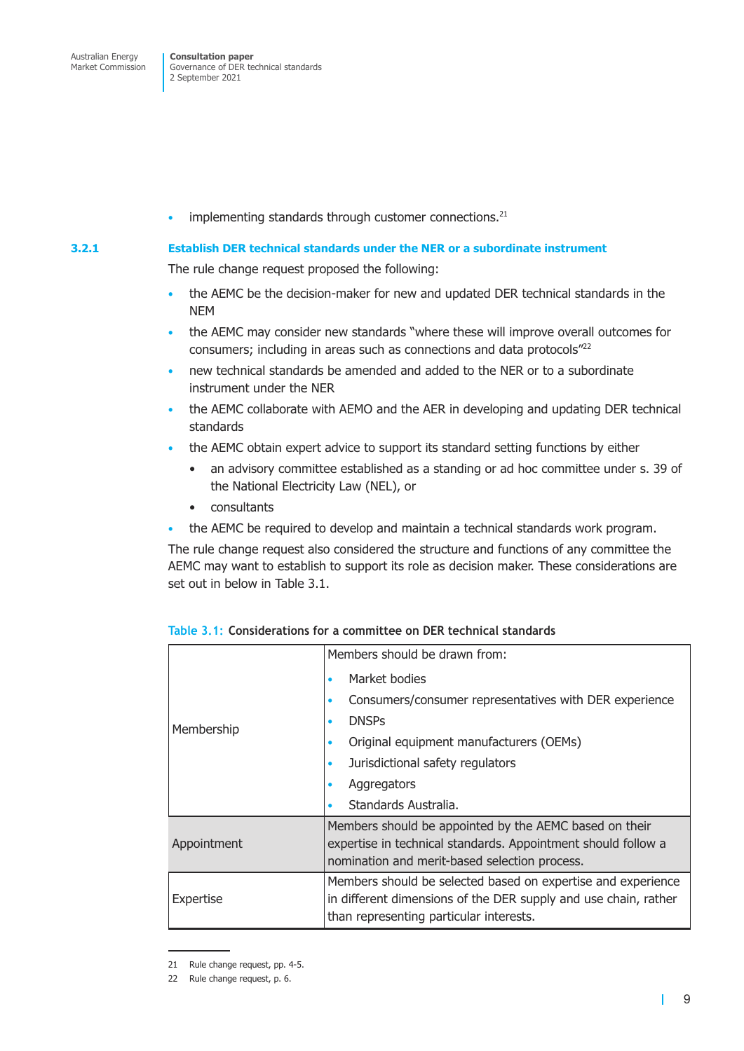- implementing standards through customer connections.[21]

### 3.2.1 Establish DER technical standards under the NER or a subordinate instrument

The rule change request proposed the following:

- the AEMC be the decision-maker for new and updated DER technical standards in the NEM
- the AEMC may consider new standards "where these will improve overall outcomes for consumers; including in areas such as connections and data protocols"[22]
- new technical standards be amended and added to the NER or to a subordinate instrument under the NER
- the AEMC collaborate with AEMO and the AER in developing and updating DER technical standards
- the AEMC obtain expert advice to support its standard setting functions by either
  - an advisory committee established as a standing or ad hoc committee under s. 39 of the National Electricity Law (NEL), or
  - consultants
- the AEMC be required to develop and maintain a technical standards work program.

The rule change request also considered the structure and functions of any committee the AEMC may want to establish to support its role as decision maker. These considerations are set out in below in Table 3.1.

**Table 3.1: Considerations for a committee on DER technical standards**

| | |
|---|---|
| Membership | Members should be drawn from:<br>• Market bodies<br>• Consumers/consumer representatives with DER experience<br>• DNSPs<br>• Original equipment manufacturers (OEMs)<br>• Jurisdictional safety regulators<br>• Aggregators<br>• Standards Australia. |
| Appointment | Members should be appointed by the AEMC based on their expertise in technical standards. Appointment should follow a nomination and merit-based selection process. |
| Expertise | Members should be selected based on expertise and experience in different dimensions of the DER supply and use chain, rather than representing particular interests. |

21 Rule change request, pp. 4-5.

22 Rule change request, p. 6.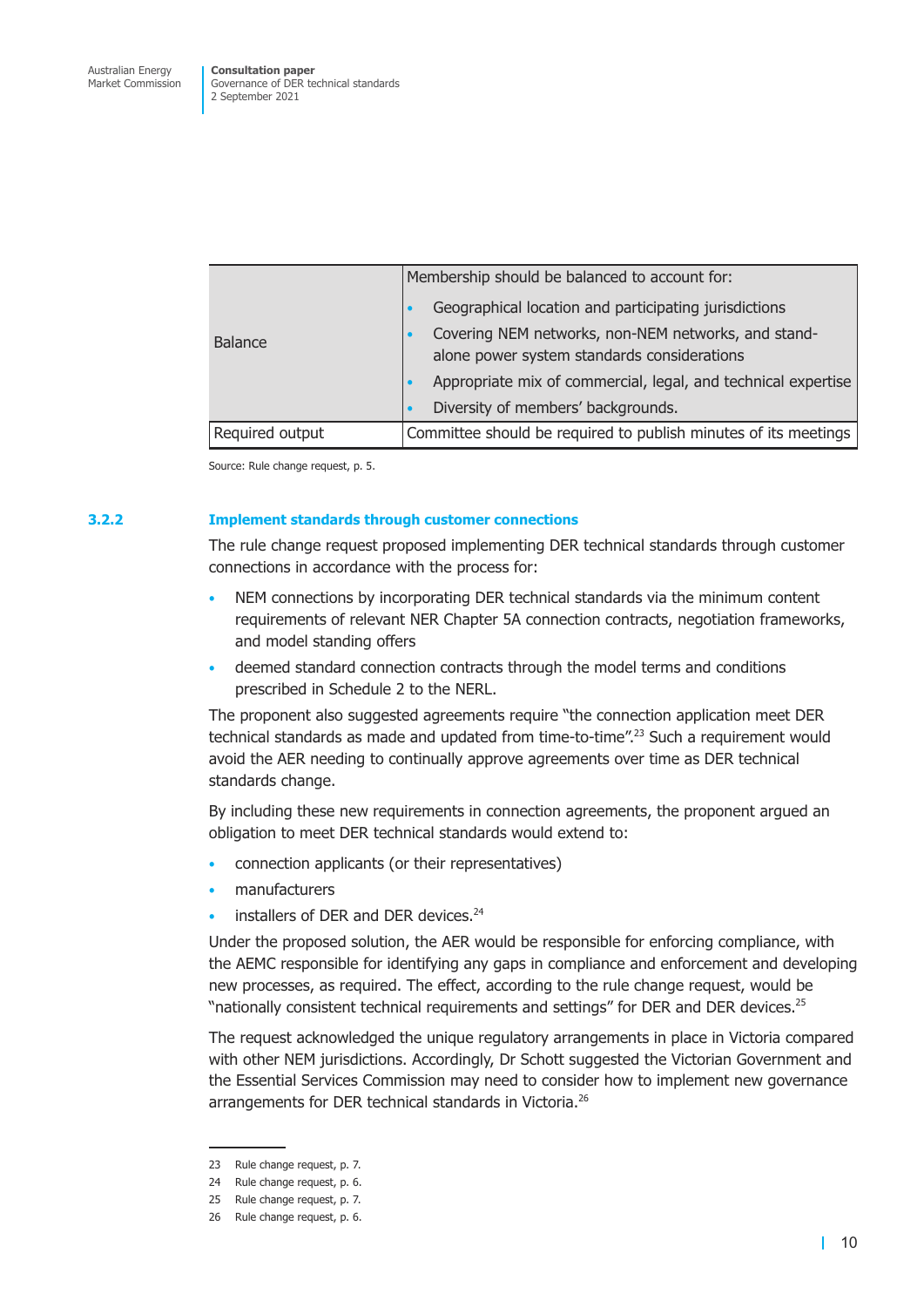| | |
|---|---|
| Balance | Membership should be balanced to account for:<br>• Geographical location and participating jurisdictions<br>• Covering NEM networks, non-NEM networks, and stand-alone power system standards considerations<br>• Appropriate mix of commercial, legal, and technical expertise<br>• Diversity of members' backgrounds. |
| Required output | Committee should be required to publish minutes of its meetings |

Source: Rule change request, p. 5.

### 3.2.2 Implement standards through customer connections

The rule change request proposed implementing DER technical standards through customer connections in accordance with the process for:

- NEM connections by incorporating DER technical standards via the minimum content requirements of relevant NER Chapter 5A connection contracts, negotiation frameworks, and model standing offers
- deemed standard connection contracts through the model terms and conditions prescribed in Schedule 2 to the NERL.

The proponent also suggested agreements require "the connection application meet DER technical standards as made and updated from time-to-time".[23] Such a requirement would avoid the AER needing to continually approve agreements over time as DER technical standards change.

By including these new requirements in connection agreements, the proponent argued an obligation to meet DER technical standards would extend to:

- connection applicants (or their representatives)
- manufacturers
- installers of DER and DER devices.[24]

Under the proposed solution, the AER would be responsible for enforcing compliance, with the AEMC responsible for identifying any gaps in compliance and enforcement and developing new processes, as required. The effect, according to the rule change request, would be "nationally consistent technical requirements and settings" for DER and DER devices.[25]

The request acknowledged the unique regulatory arrangements in place in Victoria compared with other NEM jurisdictions. Accordingly, Dr Schott suggested the Victorian Government and the Essential Services Commission may need to consider how to implement new governance arrangements for DER technical standards in Victoria.[26]

23 Rule change request, p. 7.

24 Rule change request, p. 6.

25 Rule change request, p. 7.

26 Rule change request, p. 6.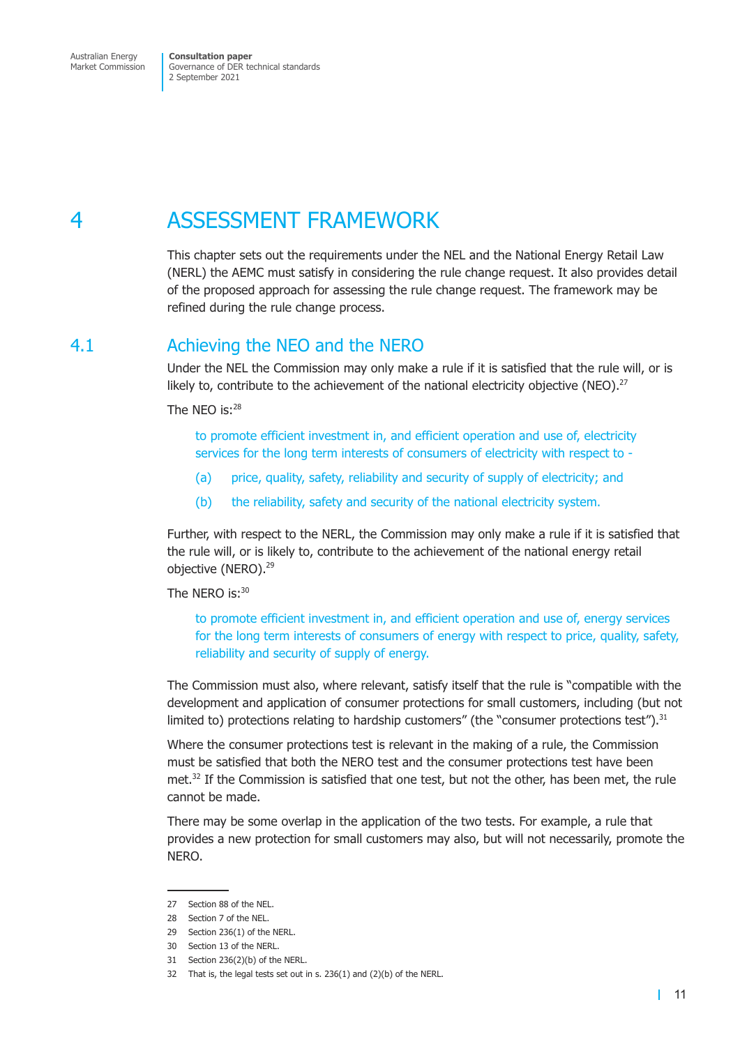# 4 ASSESSMENT FRAMEWORK

This chapter sets out the requirements under the NEL and the National Energy Retail Law (NERL) the AEMC must satisfy in considering the rule change request. It also provides detail of the proposed approach for assessing the rule change request. The framework may be refined during the rule change process.

## 4.1 Achieving the NEO and the NERO

Under the NEL the Commission may only make a rule if it is satisfied that the rule will, or is likely to, contribute to the achievement of the national electricity objective (NEO).[27]

The NEO is:[28]

> to promote efficient investment in, and efficient operation and use of, electricity services for the long term interests of consumers of electricity with respect to -
>
> (a) price, quality, safety, reliability and security of supply of electricity; and
>
> (b) the reliability, safety and security of the national electricity system.

Further, with respect to the NERL, the Commission may only make a rule if it is satisfied that the rule will, or is likely to, contribute to the achievement of the national energy retail objective (NERO).[29]

The NERO is:[30]

> to promote efficient investment in, and efficient operation and use of, energy services for the long term interests of consumers of energy with respect to price, quality, safety, reliability and security of supply of energy.

The Commission must also, where relevant, satisfy itself that the rule is "compatible with the development and application of consumer protections for small customers, including (but not limited to) protections relating to hardship customers" (the "consumer protections test").[31]

Where the consumer protections test is relevant in the making of a rule, the Commission must be satisfied that both the NERO test and the consumer protections test have been met.[32] If the Commission is satisfied that one test, but not the other, has been met, the rule cannot be made.

There may be some overlap in the application of the two tests. For example, a rule that provides a new protection for small customers may also, but will not necessarily, promote the NERO.

---

27 Section 88 of the NEL.

28 Section 7 of the NEL.

29 Section 236(1) of the NERL.

30 Section 13 of the NERL.

31 Section 236(2)(b) of the NERL.

32 That is, the legal tests set out in s. 236(1) and (2)(b) of the NERL.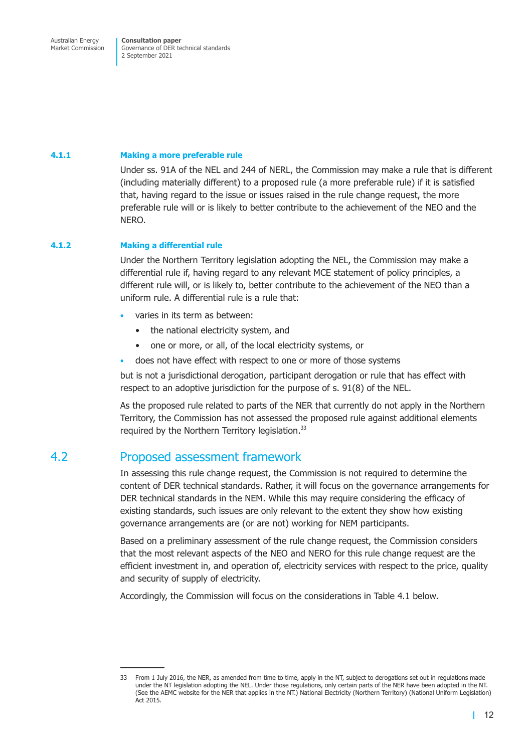### 4.1.1 Making a more preferable rule

Under ss. 91A of the NEL and 244 of NERL, the Commission may make a rule that is different (including materially different) to a proposed rule (a more preferable rule) if it is satisfied that, having regard to the issue or issues raised in the rule change request, the more preferable rule will or is likely to better contribute to the achievement of the NEO and the NERO.

### 4.1.2 Making a differential rule

Under the Northern Territory legislation adopting the NEL, the Commission may make a differential rule if, having regard to any relevant MCE statement of policy principles, a different rule will, or is likely to, better contribute to the achievement of the NEO than a uniform rule. A differential rule is a rule that:

- varies in its term as between:
  - the national electricity system, and
  - one or more, or all, of the local electricity systems, or
- does not have effect with respect to one or more of those systems

but is not a jurisdictional derogation, participant derogation or rule that has effect with respect to an adoptive jurisdiction for the purpose of s. 91(8) of the NEL.

As the proposed rule related to parts of the NER that currently do not apply in the Northern Territory, the Commission has not assessed the proposed rule against additional elements required by the Northern Territory legislation.[33]

## 4.2 Proposed assessment framework

In assessing this rule change request, the Commission is not required to determine the content of DER technical standards. Rather, it will focus on the governance arrangements for DER technical standards in the NEM. While this may require considering the efficacy of existing standards, such issues are only relevant to the extent they show how existing governance arrangements are (or are not) working for NEM participants.

Based on a preliminary assessment of the rule change request, the Commission considers that the most relevant aspects of the NEO and NERO for this rule change request are the efficient investment in, and operation of, electricity services with respect to the price, quality and security of supply of electricity.

Accordingly, the Commission will focus on the considerations in Table 4.1 below.

---

33 From 1 July 2016, the NER, as amended from time to time, apply in the NT, subject to derogations set out in regulations made under the NT legislation adopting the NEL. Under those regulations, only certain parts of the NER have been adopted in the NT. (See the AEMC website for the NER that applies in the NT.) National Electricity (Northern Territory) (National Uniform Legislation) Act 2015.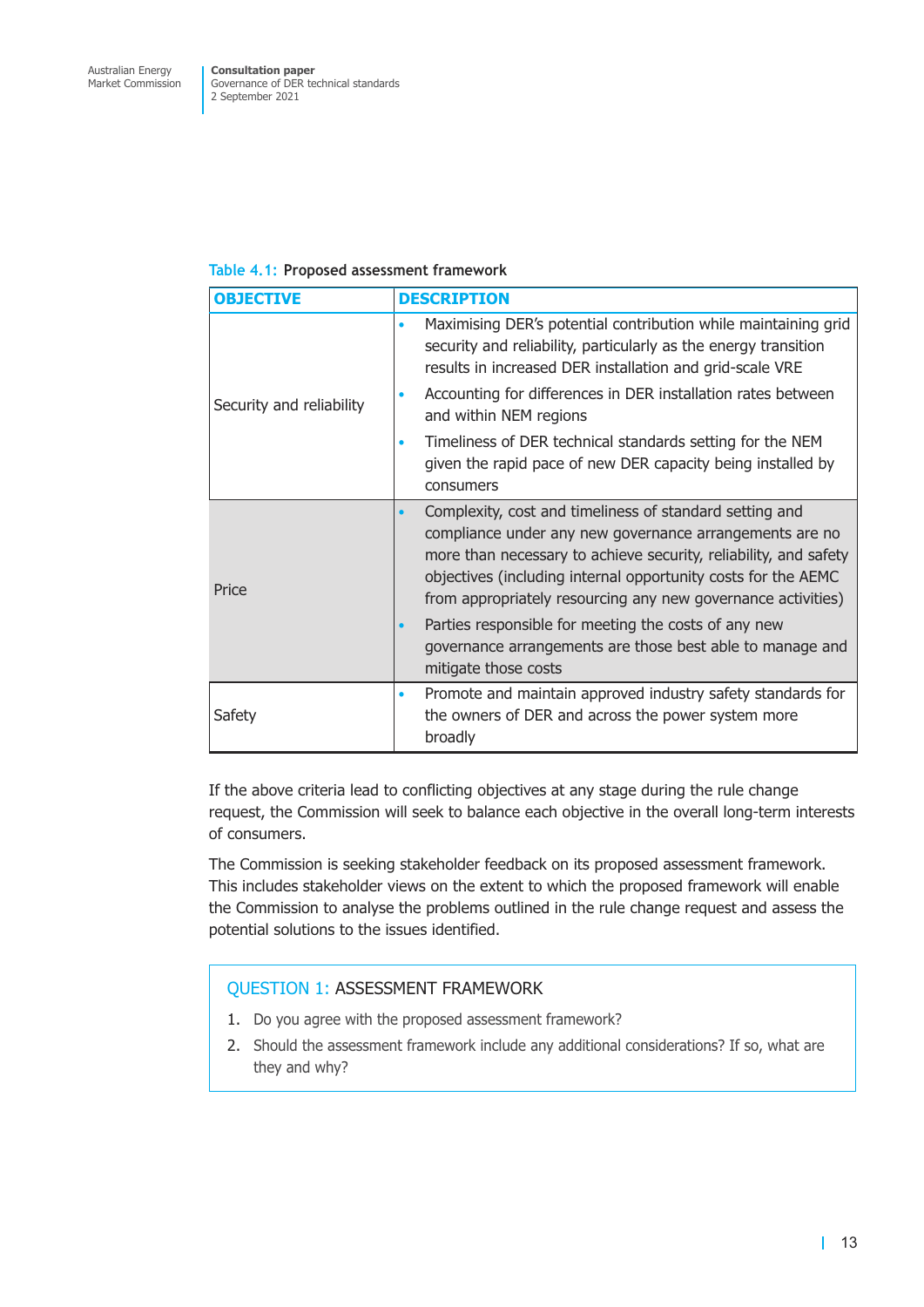Table 4.1: Proposed assessment framework

| OBJECTIVE | DESCRIPTION |
| --- | --- |
| Security and reliability | • Maximising DER's potential contribution while maintaining grid security and reliability, particularly as the energy transition results in increased DER installation and grid-scale VRE<br>• Accounting for differences in DER installation rates between and within NEM regions<br>• Timeliness of DER technical standards setting for the NEM given the rapid pace of new DER capacity being installed by consumers |
| Price | • Complexity, cost and timeliness of standard setting and compliance under any new governance arrangements are no more than necessary to achieve security, reliability, and safety objectives (including internal opportunity costs for the AEMC from appropriately resourcing any new governance activities)<br>• Parties responsible for meeting the costs of any new governance arrangements are those best able to manage and mitigate those costs |
| Safety | • Promote and maintain approved industry safety standards for the owners of DER and across the power system more broadly |

If the above criteria lead to conflicting objectives at any stage during the rule change request, the Commission will seek to balance each objective in the overall long-term interests of consumers.

The Commission is seeking stakeholder feedback on its proposed assessment framework. This includes stakeholder views on the extent to which the proposed framework will enable the Commission to analyse the problems outlined in the rule change request and assess the potential solutions to the issues identified.

> **QUESTION 1: ASSESSMENT FRAMEWORK**
>
> 1. Do you agree with the proposed assessment framework?
> 2. Should the assessment framework include any additional considerations? If so, what are they and why?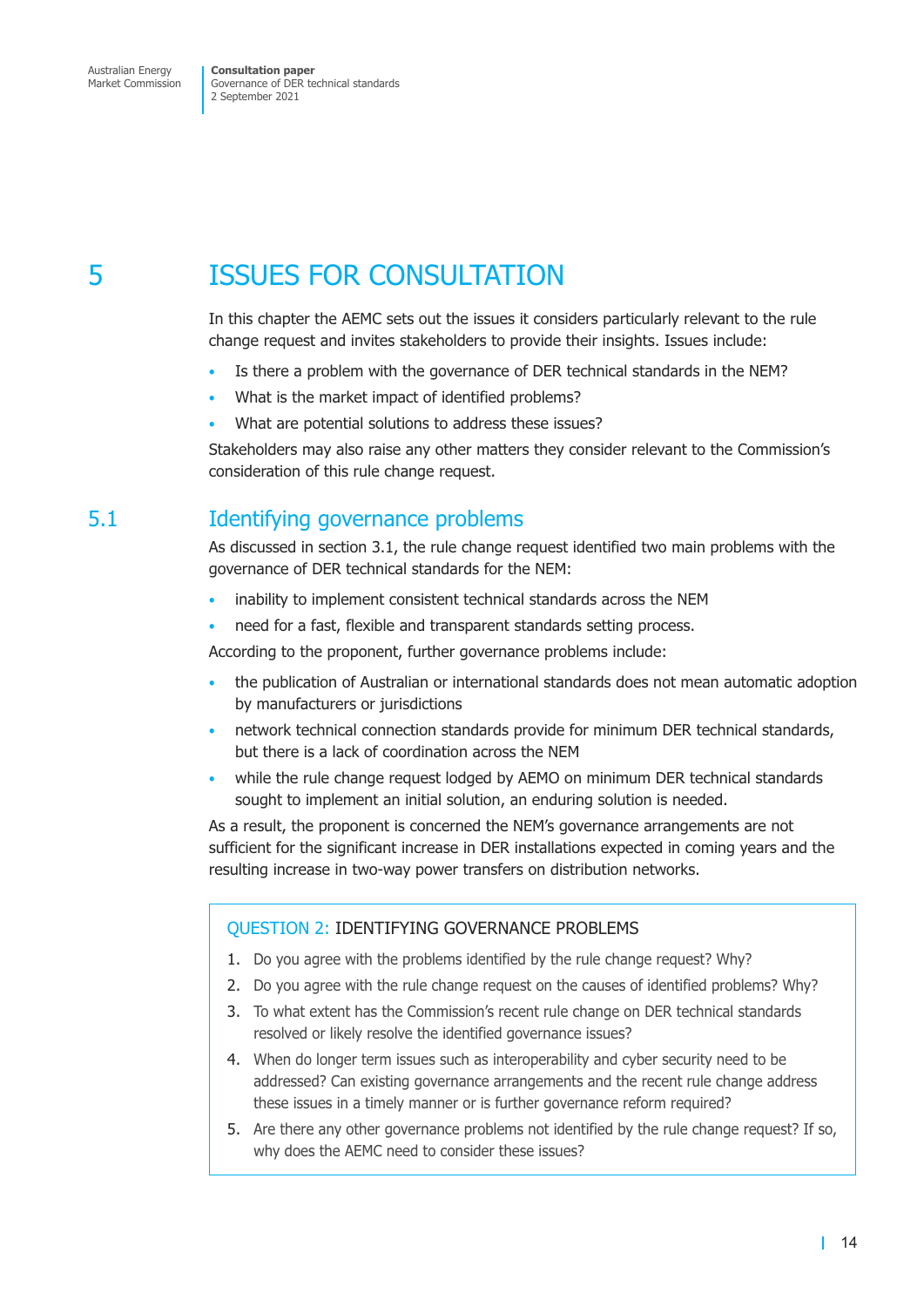# 5 ISSUES FOR CONSULTATION

In this chapter the AEMC sets out the issues it considers particularly relevant to the rule change request and invites stakeholders to provide their insights. Issues include:

- Is there a problem with the governance of DER technical standards in the NEM?
- What is the market impact of identified problems?
- What are potential solutions to address these issues?

Stakeholders may also raise any other matters they consider relevant to the Commission's consideration of this rule change request.

## 5.1 Identifying governance problems

As discussed in section 3.1, the rule change request identified two main problems with the governance of DER technical standards for the NEM:

- inability to implement consistent technical standards across the NEM
- need for a fast, flexible and transparent standards setting process.

According to the proponent, further governance problems include:

- the publication of Australian or international standards does not mean automatic adoption by manufacturers or jurisdictions
- network technical connection standards provide for minimum DER technical standards, but there is a lack of coordination across the NEM
- while the rule change request lodged by AEMO on minimum DER technical standards sought to implement an initial solution, an enduring solution is needed.

As a result, the proponent is concerned the NEM's governance arrangements are not sufficient for the significant increase in DER installations expected in coming years and the resulting increase in two-way power transfers on distribution networks.

**QUESTION 2: IDENTIFYING GOVERNANCE PROBLEMS**

1. Do you agree with the problems identified by the rule change request? Why?
2. Do you agree with the rule change request on the causes of identified problems? Why?
3. To what extent has the Commission's recent rule change on DER technical standards resolved or likely resolve the identified governance issues?
4. When do longer term issues such as interoperability and cyber security need to be addressed? Can existing governance arrangements and the recent rule change address these issues in a timely manner or is further governance reform required?
5. Are there any other governance problems not identified by the rule change request? If so, why does the AEMC need to consider these issues?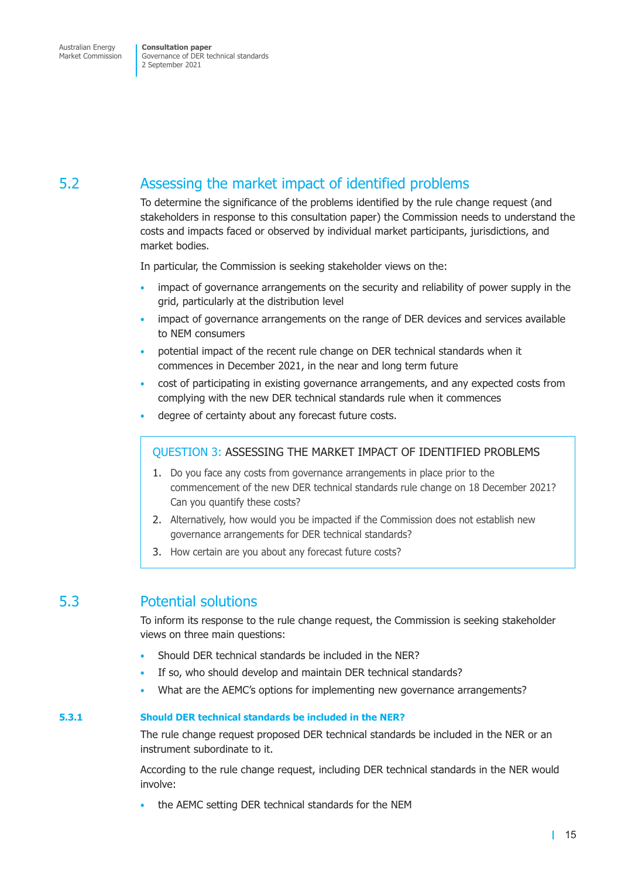## 5.2 Assessing the market impact of identified problems

To determine the significance of the problems identified by the rule change request (and stakeholders in response to this consultation paper) the Commission needs to understand the costs and impacts faced or observed by individual market participants, jurisdictions, and market bodies.

In particular, the Commission is seeking stakeholder views on the:

- impact of governance arrangements on the security and reliability of power supply in the grid, particularly at the distribution level
- impact of governance arrangements on the range of DER devices and services available to NEM consumers
- potential impact of the recent rule change on DER technical standards when it commences in December 2021, in the near and long term future
- cost of participating in existing governance arrangements, and any expected costs from complying with the new DER technical standards rule when it commences
- degree of certainty about any forecast future costs.

> **QUESTION 3: ASSESSING THE MARKET IMPACT OF IDENTIFIED PROBLEMS**
>
> 1. Do you face any costs from governance arrangements in place prior to the commencement of the new DER technical standards rule change on 18 December 2021? Can you quantify these costs?
> 2. Alternatively, how would you be impacted if the Commission does not establish new governance arrangements for DER technical standards?
> 3. How certain are you about any forecast future costs?

## 5.3 Potential solutions

To inform its response to the rule change request, the Commission is seeking stakeholder views on three main questions:

- Should DER technical standards be included in the NER?
- If so, who should develop and maintain DER technical standards?
- What are the AEMC's options for implementing new governance arrangements?

### 5.3.1 Should DER technical standards be included in the NER?

The rule change request proposed DER technical standards be included in the NER or an instrument subordinate to it.

According to the rule change request, including DER technical standards in the NER would involve:

- the AEMC setting DER technical standards for the NEM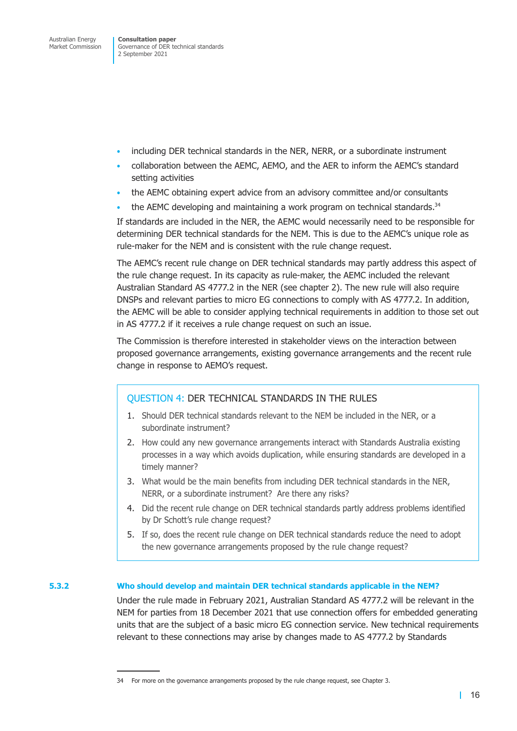- including DER technical standards in the NER, NERR, or a subordinate instrument
- collaboration between the AEMC, AEMO, and the AER to inform the AEMC's standard setting activities
- the AEMC obtaining expert advice from an advisory committee and/or consultants
- the AEMC developing and maintaining a work program on technical standards.[34]

If standards are included in the NER, the AEMC would necessarily need to be responsible for determining DER technical standards for the NEM. This is due to the AEMC's unique role as rule-maker for the NEM and is consistent with the rule change request.

The AEMC's recent rule change on DER technical standards may partly address this aspect of the rule change request. In its capacity as rule-maker, the AEMC included the relevant Australian Standard AS 4777.2 in the NER (see chapter 2). The new rule will also require DNSPs and relevant parties to micro EG connections to comply with AS 4777.2. In addition, the AEMC will be able to consider applying technical requirements in addition to those set out in AS 4777.2 if it receives a rule change request on such an issue.

The Commission is therefore interested in stakeholder views on the interaction between proposed governance arrangements, existing governance arrangements and the recent rule change in response to AEMO's request.

> **QUESTION 4: DER TECHNICAL STANDARDS IN THE RULES**
>
> 1. Should DER technical standards relevant to the NEM be included in the NER, or a subordinate instrument?
> 2. How could any new governance arrangements interact with Standards Australia existing processes in a way which avoids duplication, while ensuring standards are developed in a timely manner?
> 3. What would be the main benefits from including DER technical standards in the NER, NERR, or a subordinate instrument? Are there any risks?
> 4. Did the recent rule change on DER technical standards partly address problems identified by Dr Schott's rule change request?
> 5. If so, does the recent rule change on DER technical standards reduce the need to adopt the new governance arrangements proposed by the rule change request?

### 5.3.2 Who should develop and maintain DER technical standards applicable in the NEM?

Under the rule made in February 2021, Australian Standard AS 4777.2 will be relevant in the NEM for parties from 18 December 2021 that use connection offers for embedded generating units that are the subject of a basic micro EG connection service. New technical requirements relevant to these connections may arise by changes made to AS 4777.2 by Standards

---

34 For more on the governance arrangements proposed by the rule change request, see Chapter 3.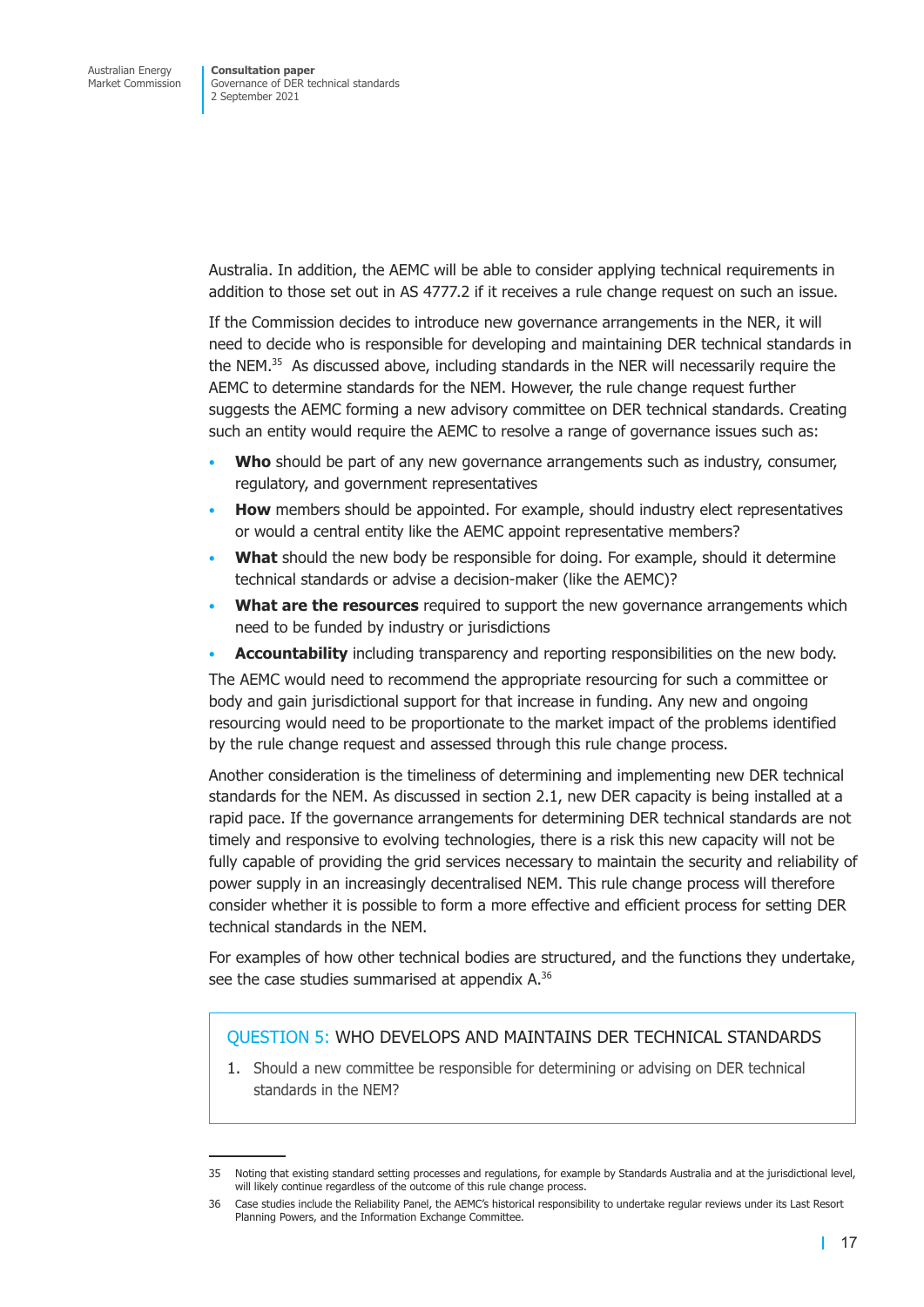Australia. In addition, the AEMC will be able to consider applying technical requirements in addition to those set out in AS 4777.2 if it receives a rule change request on such an issue.

If the Commission decides to introduce new governance arrangements in the NER, it will need to decide who is responsible for developing and maintaining DER technical standards in the NEM.[35] As discussed above, including standards in the NER will necessarily require the AEMC to determine standards for the NEM. However, the rule change request further suggests the AEMC forming a new advisory committee on DER technical standards. Creating such an entity would require the AEMC to resolve a range of governance issues such as:

- **Who** should be part of any new governance arrangements such as industry, consumer, regulatory, and government representatives
- **How** members should be appointed. For example, should industry elect representatives or would a central entity like the AEMC appoint representative members?
- **What** should the new body be responsible for doing. For example, should it determine technical standards or advise a decision-maker (like the AEMC)?
- **What are the resources** required to support the new governance arrangements which need to be funded by industry or jurisdictions
- **Accountability** including transparency and reporting responsibilities on the new body.

The AEMC would need to recommend the appropriate resourcing for such a committee or body and gain jurisdictional support for that increase in funding. Any new and ongoing resourcing would need to be proportionate to the market impact of the problems identified by the rule change request and assessed through this rule change process.

Another consideration is the timeliness of determining and implementing new DER technical standards for the NEM. As discussed in section 2.1, new DER capacity is being installed at a rapid pace. If the governance arrangements for determining DER technical standards are not timely and responsive to evolving technologies, there is a risk this new capacity will not be fully capable of providing the grid services necessary to maintain the security and reliability of power supply in an increasingly decentralised NEM. This rule change process will therefore consider whether it is possible to form a more effective and efficient process for setting DER technical standards in the NEM.

For examples of how other technical bodies are structured, and the functions they undertake, see the case studies summarised at appendix A.[36]

### QUESTION 5: WHO DEVELOPS AND MAINTAINS DER TECHNICAL STANDARDS

1. Should a new committee be responsible for determining or advising on DER technical standards in the NEM?

---

35 Noting that existing standard setting processes and regulations, for example by Standards Australia and at the jurisdictional level, will likely continue regardless of the outcome of this rule change process.

36 Case studies include the Reliability Panel, the AEMC's historical responsibility to undertake regular reviews under its Last Resort Planning Powers, and the Information Exchange Committee.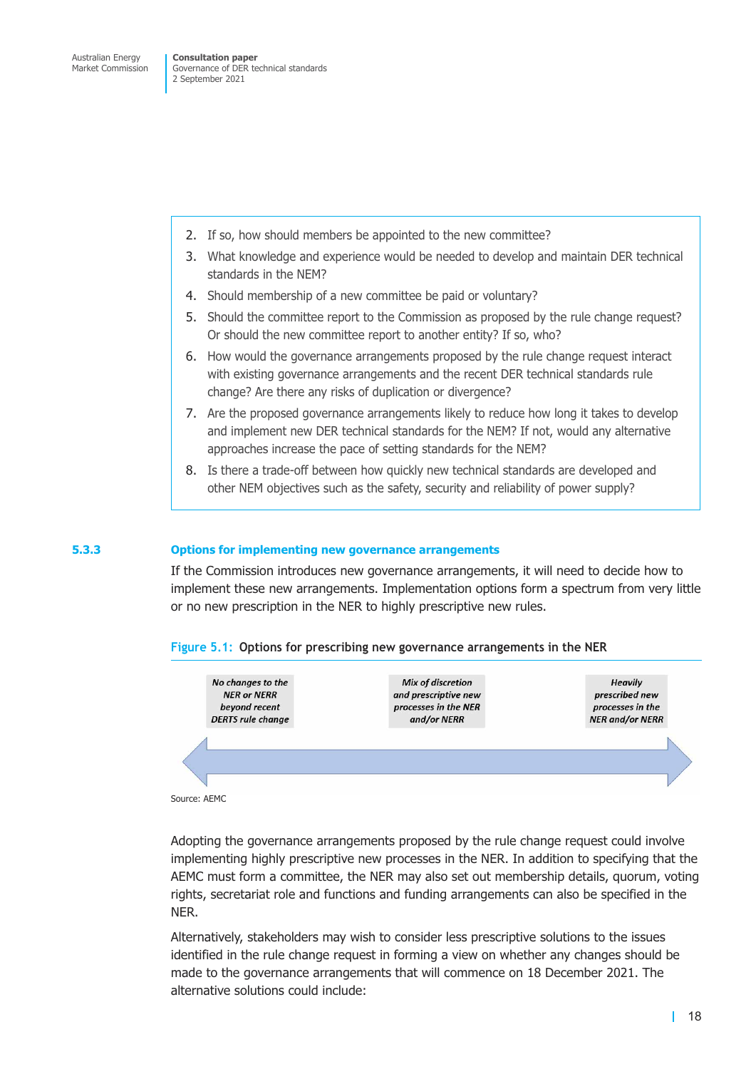2. If so, how should members be appointed to the new committee?
3. What knowledge and experience would be needed to develop and maintain DER technical standards in the NEM?
4. Should membership of a new committee be paid or voluntary?
5. Should the committee report to the Commission as proposed by the rule change request? Or should the new committee report to another entity? If so, who?
6. How would the governance arrangements proposed by the rule change request interact with existing governance arrangements and the recent DER technical standards rule change? Are there any risks of duplication or divergence?
7. Are the proposed governance arrangements likely to reduce how long it takes to develop and implement new DER technical standards for the NEM? If not, would any alternative approaches increase the pace of setting standards for the NEM?
8. Is there a trade-off between how quickly new technical standards are developed and other NEM objectives such as the safety, security and reliability of power supply?

### 5.3.3 Options for implementing new governance arrangements

If the Commission introduces new governance arrangements, it will need to decide how to implement these new arrangements. Implementation options form a spectrum from very little or no new prescription in the NER to highly prescriptive new rules.

**Figure 5.1: Options for prescribing new governance arrangements in the NER**

| *No changes to the NER or NERR beyond recent DERTS rule change* | *Mix of discretion and prescriptive new processes in the NER and/or NERR* | *Heavily prescribed new processes in the NER and/or NERR* |
|---|---|---|

Source: AEMC

Adopting the governance arrangements proposed by the rule change request could involve implementing highly prescriptive new processes in the NER. In addition to specifying that the AEMC must form a committee, the NER may also set out membership details, quorum, voting rights, secretariat role and functions and funding arrangements can also be specified in the NER.

Alternatively, stakeholders may wish to consider less prescriptive solutions to the issues identified in the rule change request in forming a view on whether any changes should be made to the governance arrangements that will commence on 18 December 2021. The alternative solutions could include: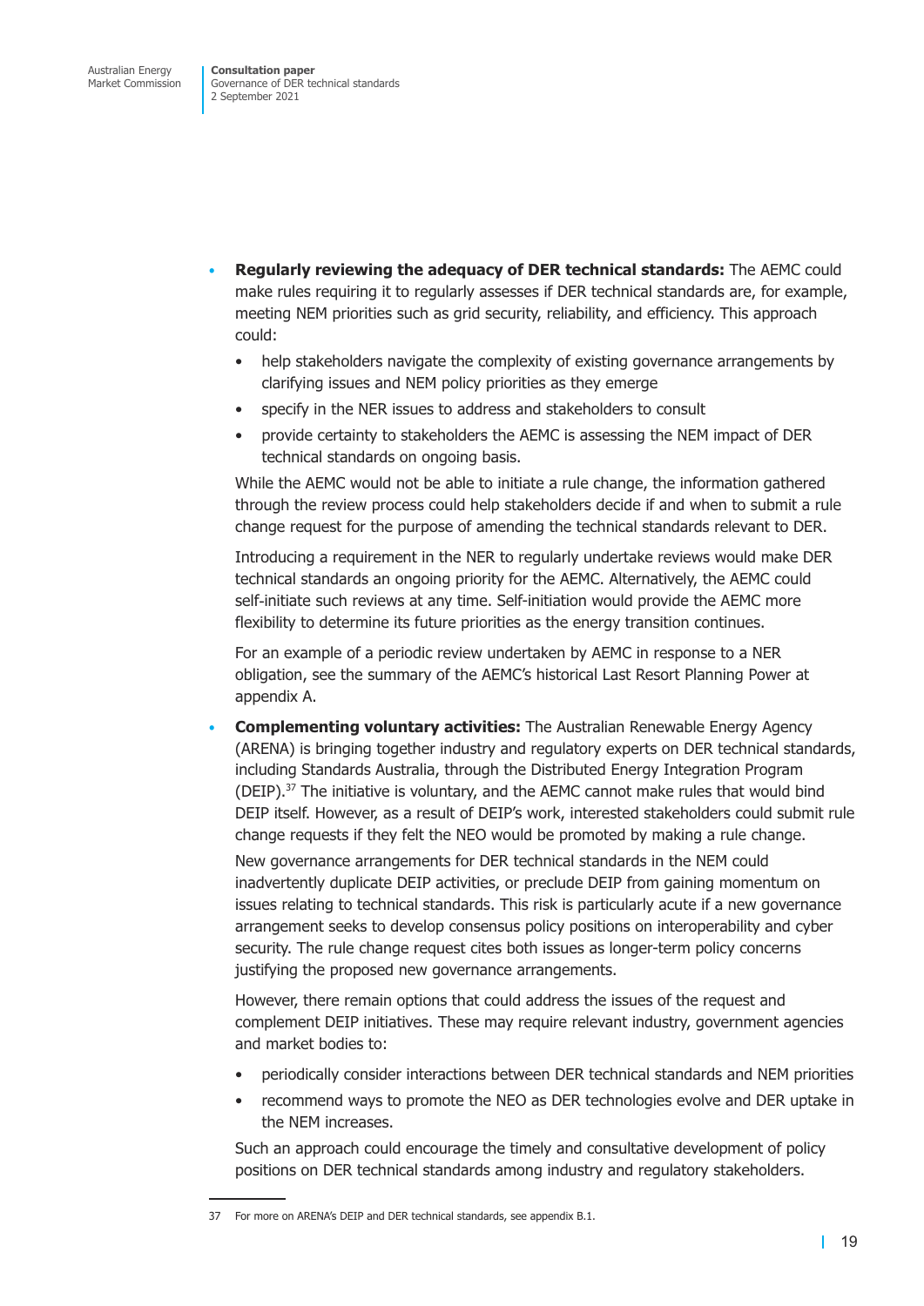- **Regularly reviewing the adequacy of DER technical standards:** The AEMC could make rules requiring it to regularly assesses if DER technical standards are, for example, meeting NEM priorities such as grid security, reliability, and efficiency. This approach could:
  - help stakeholders navigate the complexity of existing governance arrangements by clarifying issues and NEM policy priorities as they emerge
  - specify in the NER issues to address and stakeholders to consult
  - provide certainty to stakeholders the AEMC is assessing the NEM impact of DER technical standards on ongoing basis.

  While the AEMC would not be able to initiate a rule change, the information gathered through the review process could help stakeholders decide if and when to submit a rule change request for the purpose of amending the technical standards relevant to DER.

  Introducing a requirement in the NER to regularly undertake reviews would make DER technical standards an ongoing priority for the AEMC. Alternatively, the AEMC could self-initiate such reviews at any time. Self-initiation would provide the AEMC more flexibility to determine its future priorities as the energy transition continues.

  For an example of a periodic review undertaken by AEMC in response to a NER obligation, see the summary of the AEMC's historical Last Resort Planning Power at appendix A.

- **Complementing voluntary activities:** The Australian Renewable Energy Agency (ARENA) is bringing together industry and regulatory experts on DER technical standards, including Standards Australia, through the Distributed Energy Integration Program (DEIP).[37] The initiative is voluntary, and the AEMC cannot make rules that would bind DEIP itself. However, as a result of DEIP's work, interested stakeholders could submit rule change requests if they felt the NEO would be promoted by making a rule change.

  New governance arrangements for DER technical standards in the NEM could inadvertently duplicate DEIP activities, or preclude DEIP from gaining momentum on issues relating to technical standards. This risk is particularly acute if a new governance arrangement seeks to develop consensus policy positions on interoperability and cyber security. The rule change request cites both issues as longer-term policy concerns justifying the proposed new governance arrangements.

  However, there remain options that could address the issues of the request and complement DEIP initiatives. These may require relevant industry, government agencies and market bodies to:
  - periodically consider interactions between DER technical standards and NEM priorities
  - recommend ways to promote the NEO as DER technologies evolve and DER uptake in the NEM increases.

  Such an approach could encourage the timely and consultative development of policy positions on DER technical standards among industry and regulatory stakeholders.

---

37 For more on ARENA's DEIP and DER technical standards, see appendix B.1.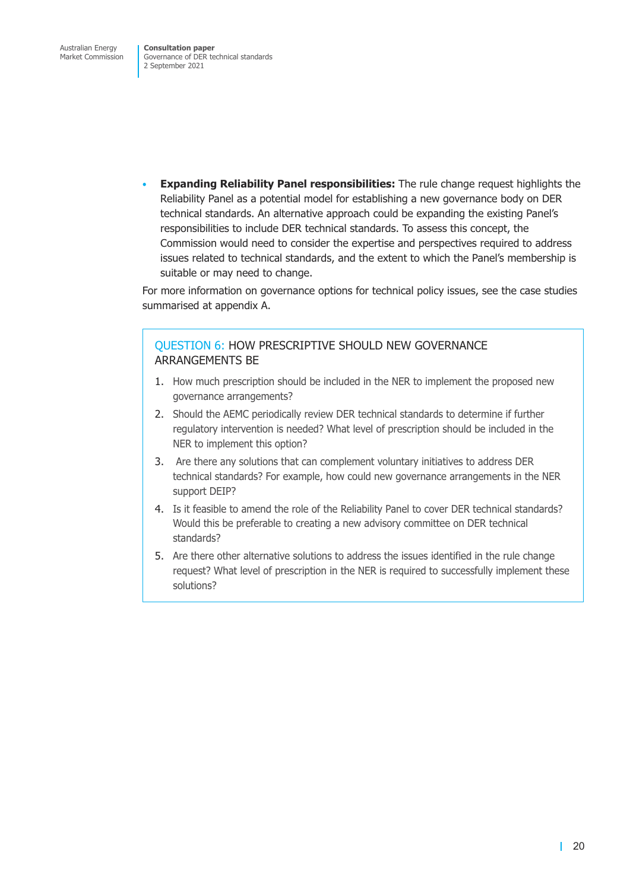- **Expanding Reliability Panel responsibilities:** The rule change request highlights the Reliability Panel as a potential model for establishing a new governance body on DER technical standards. An alternative approach could be expanding the existing Panel's responsibilities to include DER technical standards. To assess this concept, the Commission would need to consider the expertise and perspectives required to address issues related to technical standards, and the extent to which the Panel's membership is suitable or may need to change.

For more information on governance options for technical policy issues, see the case studies summarised at appendix A.

### QUESTION 6: HOW PRESCRIPTIVE SHOULD NEW GOVERNANCE ARRANGEMENTS BE

1. How much prescription should be included in the NER to implement the proposed new governance arrangements?
2. Should the AEMC periodically review DER technical standards to determine if further regulatory intervention is needed? What level of prescription should be included in the NER to implement this option?
3. Are there any solutions that can complement voluntary initiatives to address DER technical standards? For example, how could new governance arrangements in the NER support DEIP?
4. Is it feasible to amend the role of the Reliability Panel to cover DER technical standards? Would this be preferable to creating a new advisory committee on DER technical standards?
5. Are there other alternative solutions to address the issues identified in the rule change request? What level of prescription in the NER is required to successfully implement these solutions?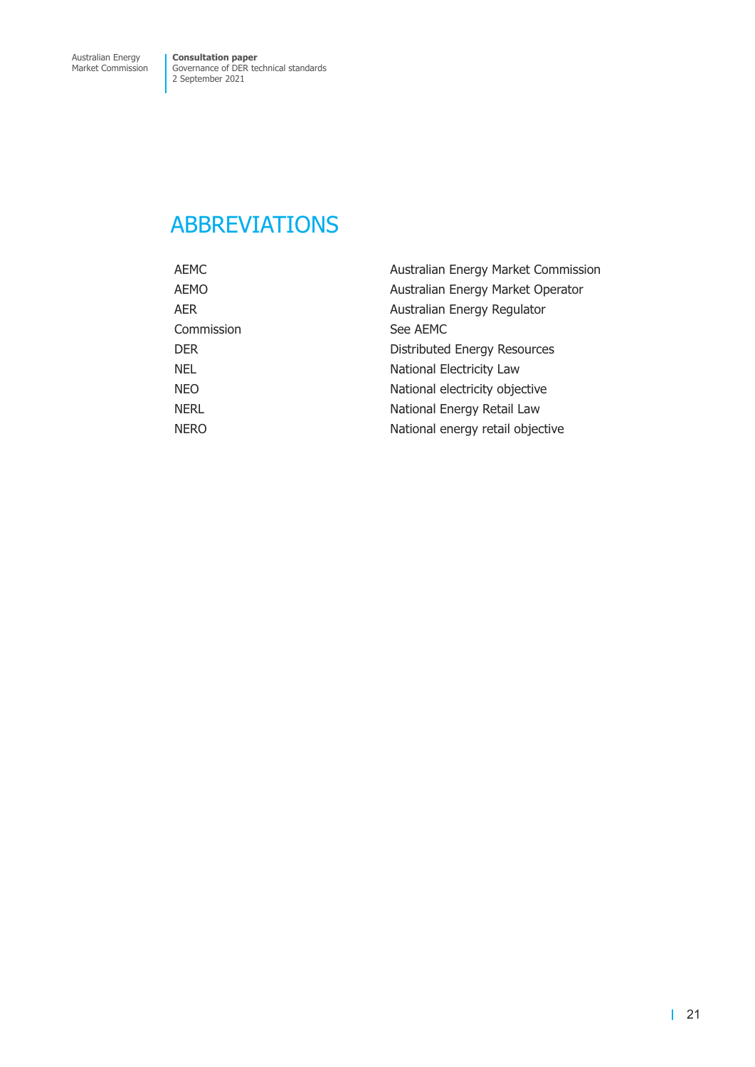# ABBREVIATIONS

| | |
|---|---|
| AEMC | Australian Energy Market Commission |
| AEMO | Australian Energy Market Operator |
| AER | Australian Energy Regulator |
| Commission | See AEMC |
| DER | Distributed Energy Resources |
| NEL | National Electricity Law |
| NEO | National electricity objective |
| NERL | National Energy Retail Law |
| NERO | National energy retail objective |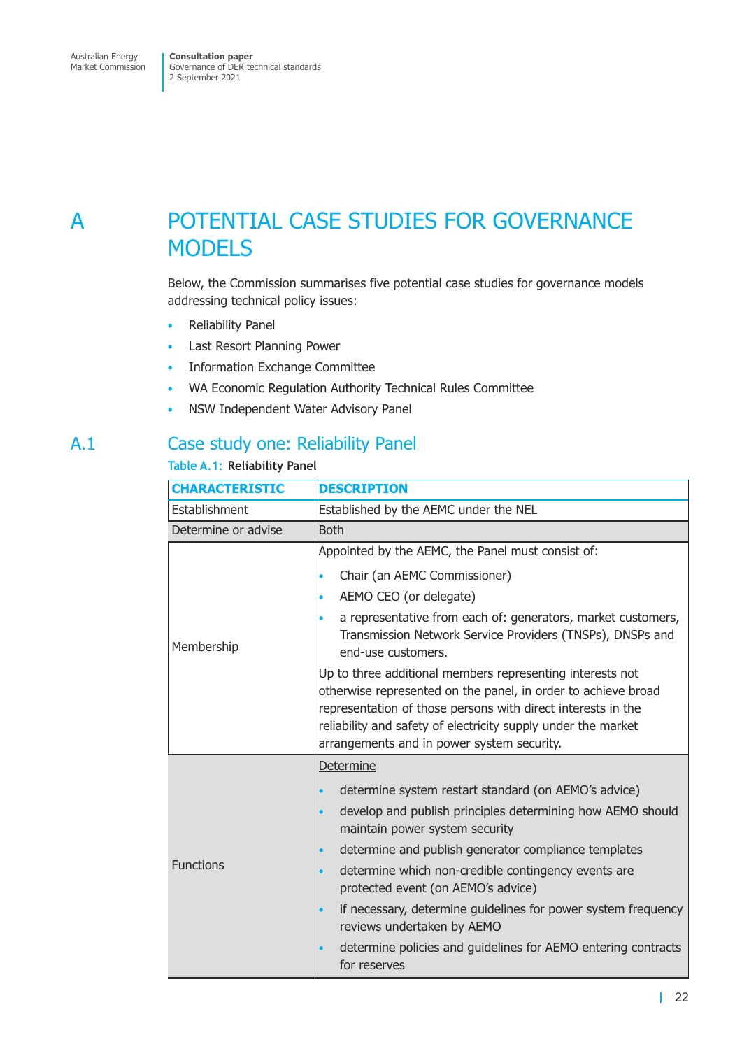# A POTENTIAL CASE STUDIES FOR GOVERNANCE MODELS

Below, the Commission summarises five potential case studies for governance models addressing technical policy issues:

- Reliability Panel
- Last Resort Planning Power
- Information Exchange Committee
- WA Economic Regulation Authority Technical Rules Committee
- NSW Independent Water Advisory Panel

## A.1 Case study one: Reliability Panel

**Table A.1: Reliability Panel**

| CHARACTERISTIC | DESCRIPTION |
|---|---|
| Establishment | Established by the AEMC under the NEL |
| Determine or advise | Both |
| Membership | Appointed by the AEMC, the Panel must consist of:<br>• Chair (an AEMC Commissioner)<br>• AEMO CEO (or delegate)<br>• a representative from each of: generators, market customers, Transmission Network Service Providers (TNSPs), DNSPs and end-use customers.<br>Up to three additional members representing interests not otherwise represented on the panel, in order to achieve broad representation of those persons with direct interests in the reliability and safety of electricity supply under the market arrangements and in power system security. |
| Functions | <u>Determine</u><br>• determine system restart standard (on AEMO's advice)<br>• develop and publish principles determining how AEMO should maintain power system security<br>• determine and publish generator compliance templates<br>• determine which non-credible contingency events are protected event (on AEMO's advice)<br>• if necessary, determine guidelines for power system frequency reviews undertaken by AEMO<br>• determine policies and guidelines for AEMO entering contracts for reserves |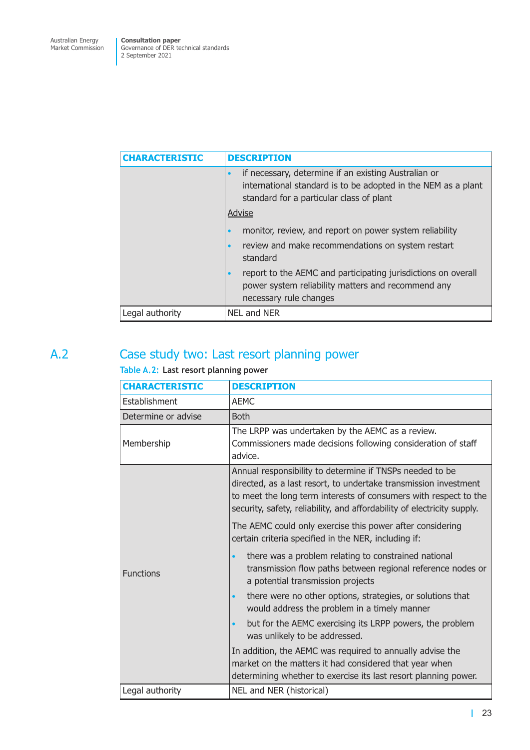| CHARACTERISTIC | DESCRIPTION |
| --- | --- |
| | • if necessary, determine if an existing Australian or international standard is to be adopted in the NEM as a plant standard for a particular class of plant<br><br>Advise<br><br>• monitor, review, and report on power system reliability<br>• review and make recommendations on system restart standard<br>• report to the AEMC and participating jurisdictions on overall power system reliability matters and recommend any necessary rule changes |
| Legal authority | NEL and NER |

## A.2 Case study two: Last resort planning power

**Table A.2: Last resort planning power**

| CHARACTERISTIC | DESCRIPTION |
| --- | --- |
| Establishment | AEMC |
| Determine or advise | Both |
| Membership | The LRPP was undertaken by the AEMC as a review. Commissioners made decisions following consideration of staff advice. |
| Functions | Annual responsibility to determine if TNSPs needed to be directed, as a last resort, to undertake transmission investment to meet the long term interests of consumers with respect to the security, safety, reliability, and affordability of electricity supply.<br><br>The AEMC could only exercise this power after considering certain criteria specified in the NER, including if:<br><br>• there was a problem relating to constrained national transmission flow paths between regional reference nodes or a potential transmission projects<br>• there were no other options, strategies, or solutions that would address the problem in a timely manner<br>• but for the AEMC exercising its LRPP powers, the problem was unlikely to be addressed.<br><br>In addition, the AEMC was required to annually advise the market on the matters it had considered that year when determining whether to exercise its last resort planning power. |
| Legal authority | NEL and NER (historical) |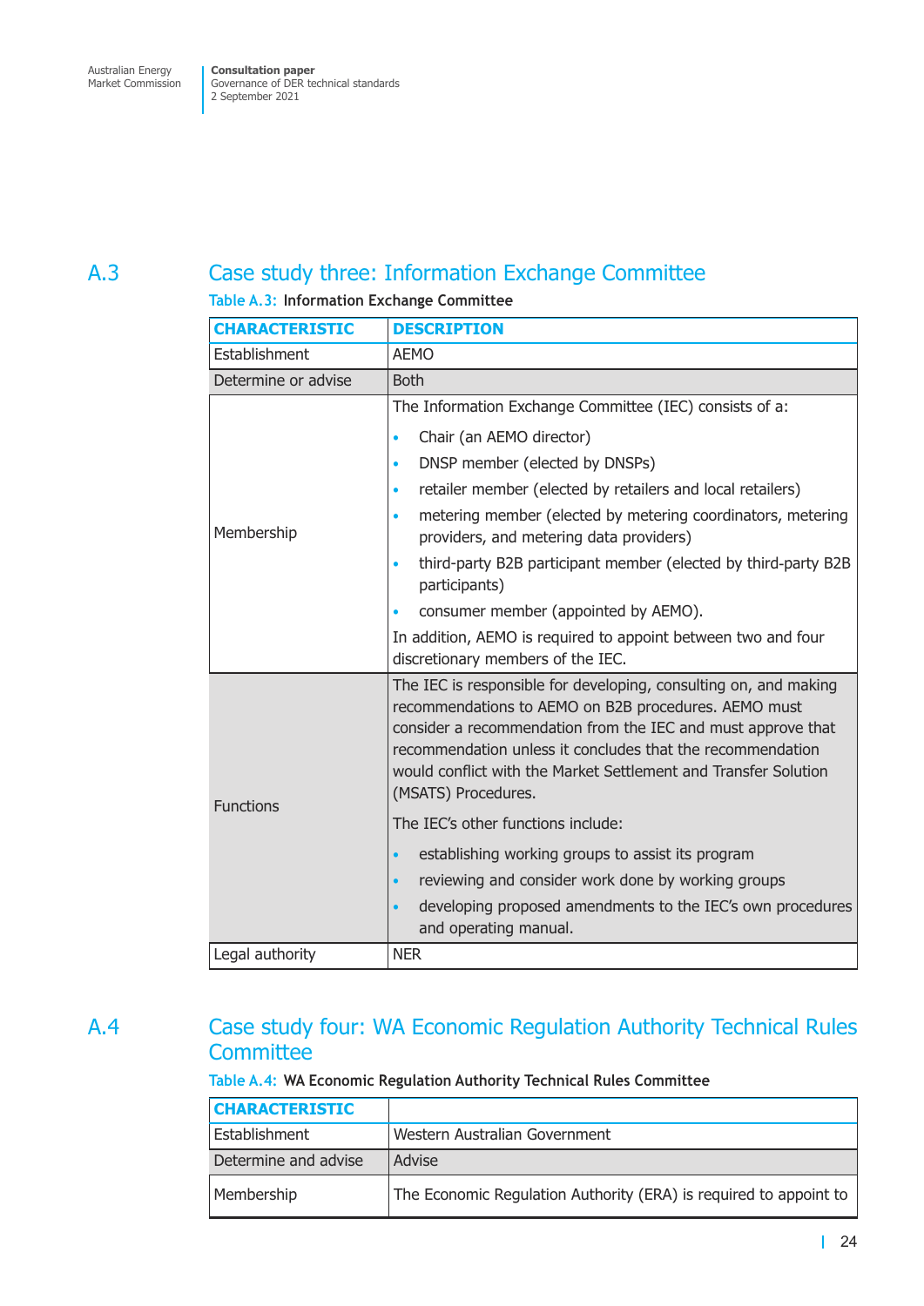## A.3 Case study three: Information Exchange Committee

**Table A.3: Information Exchange Committee**

| CHARACTERISTIC | DESCRIPTION |
|---|---|
| Establishment | AEMO |
| Determine or advise | Both |
| Membership | The Information Exchange Committee (IEC) consists of a:<br>• Chair (an AEMO director)<br>• DNSP member (elected by DNSPs)<br>• retailer member (elected by retailers and local retailers)<br>• metering member (elected by metering coordinators, metering providers, and metering data providers)<br>• third-party B2B participant member (elected by third-party B2B participants)<br>• consumer member (appointed by AEMO).<br>In addition, AEMO is required to appoint between two and four discretionary members of the IEC. |
| Functions | The IEC is responsible for developing, consulting on, and making recommendations to AEMO on B2B procedures. AEMO must consider a recommendation from the IEC and must approve that recommendation unless it concludes that the recommendation would conflict with the Market Settlement and Transfer Solution (MSATS) Procedures.<br>The IEC's other functions include:<br>• establishing working groups to assist its program<br>• reviewing and consider work done by working groups<br>• developing proposed amendments to the IEC's own procedures and operating manual. |
| Legal authority | NER |

## A.4 Case study four: WA Economic Regulation Authority Technical Rules Committee

**Table A.4: WA Economic Regulation Authority Technical Rules Committee**

| CHARACTERISTIC | |
|---|---|
| Establishment | Western Australian Government |
| Determine and advise | Advise |
| Membership | The Economic Regulation Authority (ERA) is required to appoint to |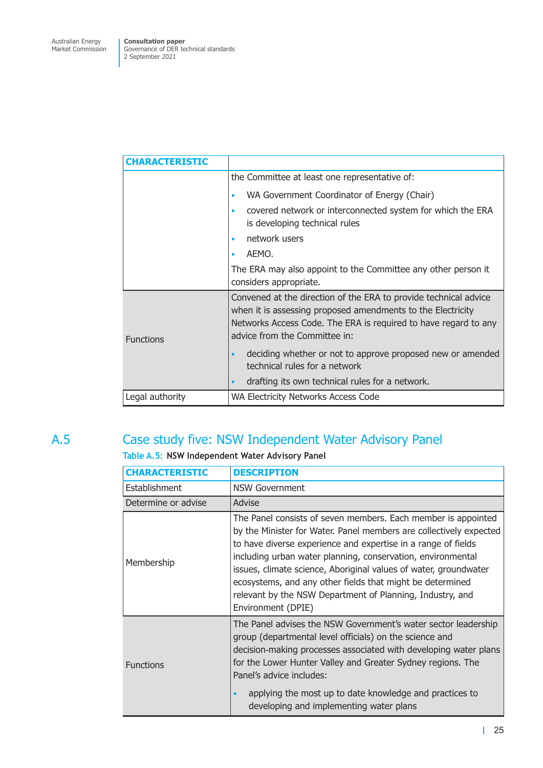| CHARACTERISTIC | |
|---|---|
| | the Committee at least one representative of:<br>• WA Government Coordinator of Energy (Chair)<br>• covered network or interconnected system for which the ERA is developing technical rules<br>• network users<br>• AEMO.<br>The ERA may also appoint to the Committee any other person it considers appropriate. |
| Functions | Convened at the direction of the ERA to provide technical advice when it is assessing proposed amendments to the Electricity Networks Access Code. The ERA is required to have regard to any advice from the Committee in:<br>• deciding whether or not to approve proposed new or amended technical rules for a network<br>• drafting its own technical rules for a network. |
| Legal authority | WA Electricity Networks Access Code |

## A.5 Case study five: NSW Independent Water Advisory Panel

**Table A.5: NSW Independent Water Advisory Panel**

| CHARACTERISTIC | DESCRIPTION |
|---|---|
| Establishment | NSW Government |
| Determine or advise | Advise |
| Membership | The Panel consists of seven members. Each member is appointed by the Minister for Water. Panel members are collectively expected to have diverse experience and expertise in a range of fields including urban water planning, conservation, environmental issues, climate science, Aboriginal values of water, groundwater ecosystems, and any other fields that might be determined relevant by the NSW Department of Planning, Industry, and Environment (DPIE) |
| Functions | The Panel advises the NSW Government's water sector leadership group (departmental level officials) on the science and decision-making processes associated with developing water plans for the Lower Hunter Valley and Greater Sydney regions. The Panel's advice includes:<br>• applying the most up to date knowledge and practices to developing and implementing water plans |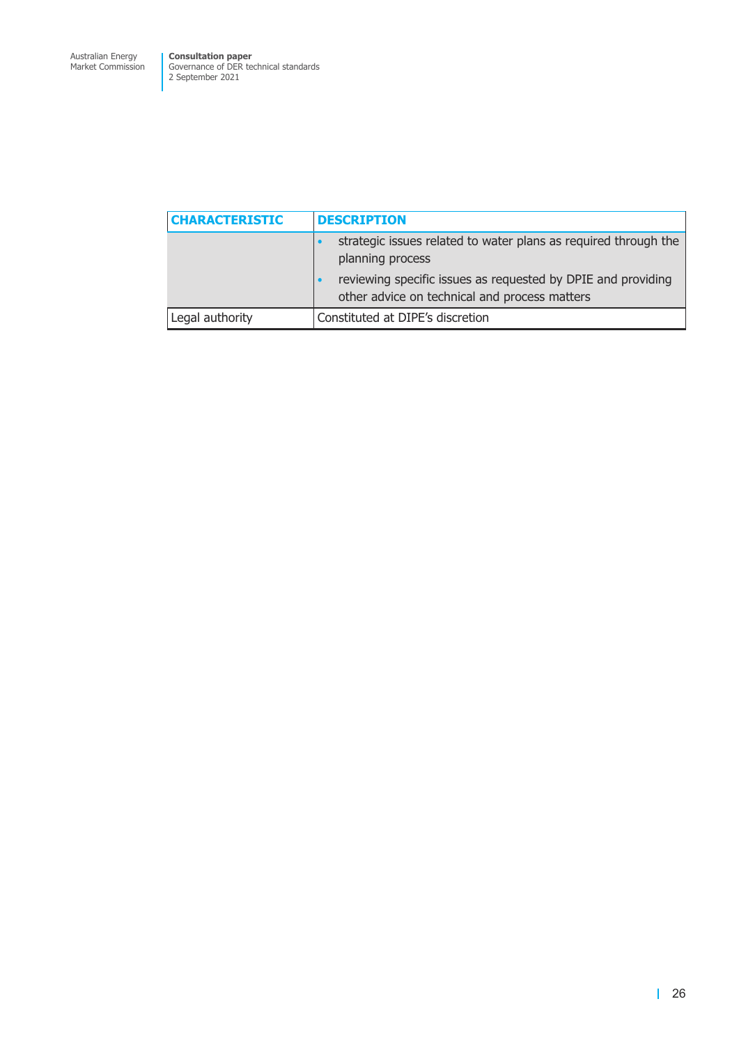| CHARACTERISTIC | DESCRIPTION |
|---|---|
| | • strategic issues related to water plans as required through the planning process<br>• reviewing specific issues as requested by DPIE and providing other advice on technical and process matters |
| Legal authority | Constituted at DIPE's discretion |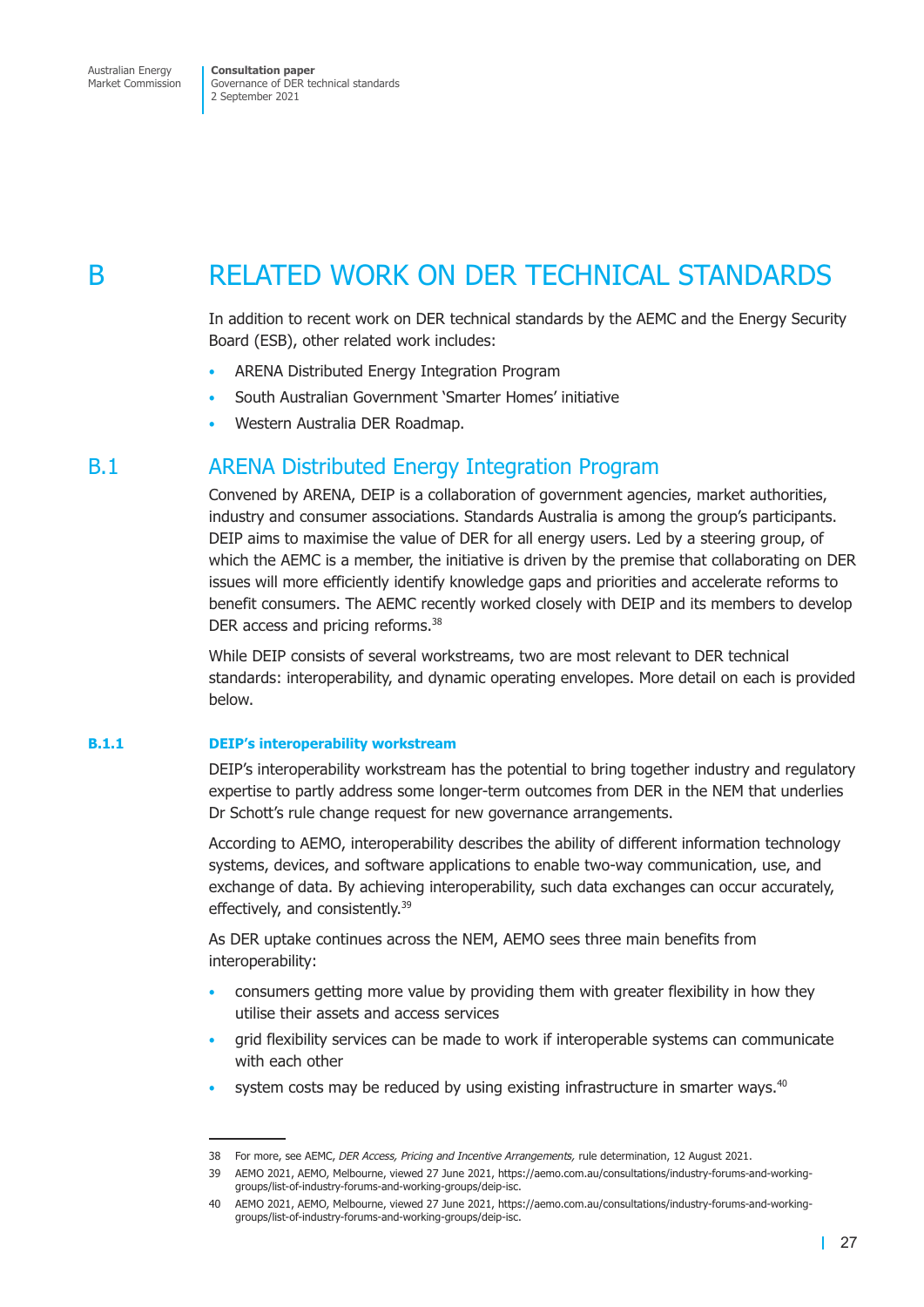# B RELATED WORK ON DER TECHNICAL STANDARDS

In addition to recent work on DER technical standards by the AEMC and the Energy Security Board (ESB), other related work includes:

- ARENA Distributed Energy Integration Program
- South Australian Government 'Smarter Homes' initiative
- Western Australia DER Roadmap.

## B.1 ARENA Distributed Energy Integration Program

Convened by ARENA, DEIP is a collaboration of government agencies, market authorities, industry and consumer associations. Standards Australia is among the group's participants. DEIP aims to maximise the value of DER for all energy users. Led by a steering group, of which the AEMC is a member, the initiative is driven by the premise that collaborating on DER issues will more efficiently identify knowledge gaps and priorities and accelerate reforms to benefit consumers. The AEMC recently worked closely with DEIP and its members to develop DER access and pricing reforms.[38]

While DEIP consists of several workstreams, two are most relevant to DER technical standards: interoperability, and dynamic operating envelopes. More detail on each is provided below.

### B.1.1 DEIP's interoperability workstream

DEIP's interoperability workstream has the potential to bring together industry and regulatory expertise to partly address some longer-term outcomes from DER in the NEM that underlies Dr Schott's rule change request for new governance arrangements.

According to AEMO, interoperability describes the ability of different information technology systems, devices, and software applications to enable two-way communication, use, and exchange of data. By achieving interoperability, such data exchanges can occur accurately, effectively, and consistently.[39]

As DER uptake continues across the NEM, AEMO sees three main benefits from interoperability:

- consumers getting more value by providing them with greater flexibility in how they utilise their assets and access services
- grid flexibility services can be made to work if interoperable systems can communicate with each other
- system costs may be reduced by using existing infrastructure in smarter ways.[40]

---

38 For more, see AEMC, *DER Access, Pricing and Incentive Arrangements,* rule determination, 12 August 2021.

39 AEMO 2021, AEMO, Melbourne, viewed 27 June 2021, https://aemo.com.au/consultations/industry-forums-and-working-groups/list-of-industry-forums-and-working-groups/deip-isc.

40 AEMO 2021, AEMO, Melbourne, viewed 27 June 2021, https://aemo.com.au/consultations/industry-forums-and-working-groups/list-of-industry-forums-and-working-groups/deip-isc.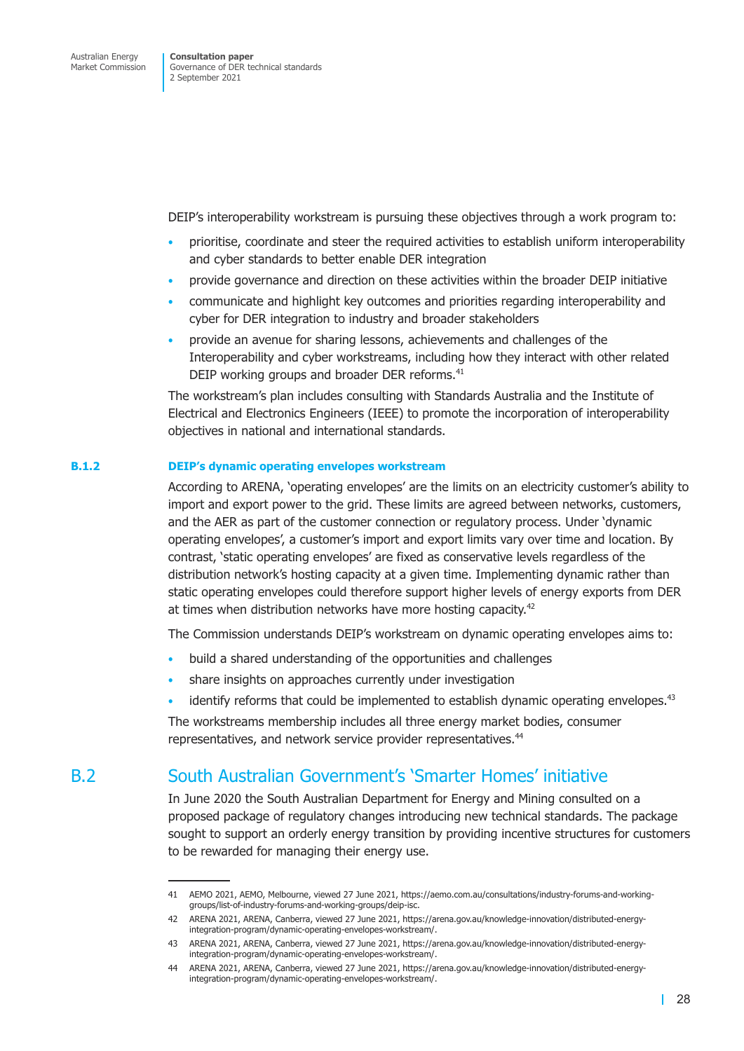DEIP's interoperability workstream is pursuing these objectives through a work program to:

- prioritise, coordinate and steer the required activities to establish uniform interoperability and cyber standards to better enable DER integration
- provide governance and direction on these activities within the broader DEIP initiative
- communicate and highlight key outcomes and priorities regarding interoperability and cyber for DER integration to industry and broader stakeholders
- provide an avenue for sharing lessons, achievements and challenges of the Interoperability and cyber workstreams, including how they interact with other related DEIP working groups and broader DER reforms.[41]

The workstream's plan includes consulting with Standards Australia and the Institute of Electrical and Electronics Engineers (IEEE) to promote the incorporation of interoperability objectives in national and international standards.

### B.1.2 DEIP's dynamic operating envelopes workstream

According to ARENA, 'operating envelopes' are the limits on an electricity customer's ability to import and export power to the grid. These limits are agreed between networks, customers, and the AER as part of the customer connection or regulatory process. Under 'dynamic operating envelopes', a customer's import and export limits vary over time and location. By contrast, 'static operating envelopes' are fixed as conservative levels regardless of the distribution network's hosting capacity at a given time. Implementing dynamic rather than static operating envelopes could therefore support higher levels of energy exports from DER at times when distribution networks have more hosting capacity.[42]

The Commission understands DEIP's workstream on dynamic operating envelopes aims to:

- build a shared understanding of the opportunities and challenges
- share insights on approaches currently under investigation
- identify reforms that could be implemented to establish dynamic operating envelopes.[43]

The workstreams membership includes all three energy market bodies, consumer representatives, and network service provider representatives.[44]

## B.2 South Australian Government's 'Smarter Homes' initiative

In June 2020 the South Australian Department for Energy and Mining consulted on a proposed package of regulatory changes introducing new technical standards. The package sought to support an orderly energy transition by providing incentive structures for customers to be rewarded for managing their energy use.

---

41 AEMO 2021, AEMO, Melbourne, viewed 27 June 2021, https://aemo.com.au/consultations/industry-forums-and-working-groups/list-of-industry-forums-and-working-groups/deip-isc.

42 ARENA 2021, ARENA, Canberra, viewed 27 June 2021, https://arena.gov.au/knowledge-innovation/distributed-energy-integration-program/dynamic-operating-envelopes-workstream/.

43 ARENA 2021, ARENA, Canberra, viewed 27 June 2021, https://arena.gov.au/knowledge-innovation/distributed-energy-integration-program/dynamic-operating-envelopes-workstream/.

44 ARENA 2021, ARENA, Canberra, viewed 27 June 2021, https://arena.gov.au/knowledge-innovation/distributed-energy-integration-program/dynamic-operating-envelopes-workstream/.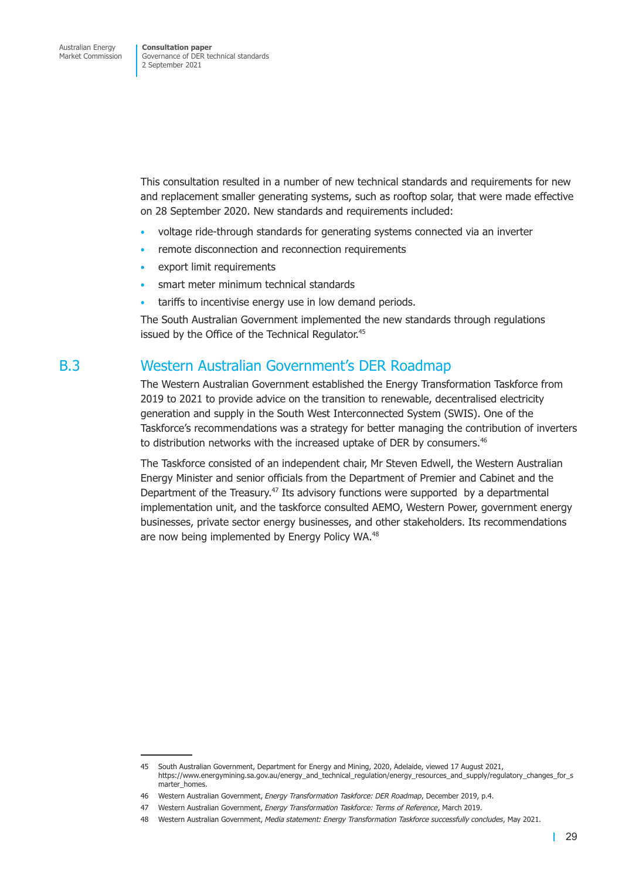This consultation resulted in a number of new technical standards and requirements for new and replacement smaller generating systems, such as rooftop solar, that were made effective on 28 September 2020. New standards and requirements included:

- voltage ride-through standards for generating systems connected via an inverter
- remote disconnection and reconnection requirements
- export limit requirements
- smart meter minimum technical standards
- tariffs to incentivise energy use in low demand periods.

The South Australian Government implemented the new standards through regulations issued by the Office of the Technical Regulator.[45]

## B.3 Western Australian Government's DER Roadmap

The Western Australian Government established the Energy Transformation Taskforce from 2019 to 2021 to provide advice on the transition to renewable, decentralised electricity generation and supply in the South West Interconnected System (SWIS). One of the Taskforce's recommendations was a strategy for better managing the contribution of inverters to distribution networks with the increased uptake of DER by consumers.[46]

The Taskforce consisted of an independent chair, Mr Steven Edwell, the Western Australian Energy Minister and senior officials from the Department of Premier and Cabinet and the Department of the Treasury.[47] Its advisory functions were supported by a departmental implementation unit, and the taskforce consulted AEMO, Western Power, government energy businesses, private sector energy businesses, and other stakeholders. Its recommendations are now being implemented by Energy Policy WA.[48]

---

45 South Australian Government, Department for Energy and Mining, 2020, Adelaide, viewed 17 August 2021, https://www.energymining.sa.gov.au/energy_and_technical_regulation/energy_resources_and_supply/regulatory_changes_for_smarter_homes.

46 Western Australian Government, *Energy Transformation Taskforce: DER Roadmap*, December 2019, p.4.

47 Western Australian Government, *Energy Transformation Taskforce: Terms of Reference*, March 2019.

48 Western Australian Government, *Media statement: Energy Transformation Taskforce successfully concludes*, May 2021.